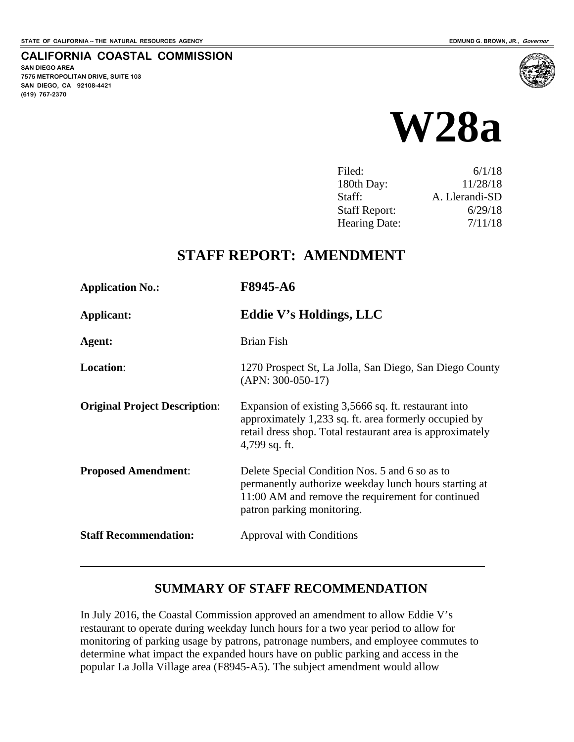STATE OF CALIFORNIA -- THE NATURAL RESOURCES AGENCY — EDMUND G. BROWN, JR., *Governor*

**CALIFORNIA COASTAL COMMISSION**
**SAN DIEGO AREA**
**7575 METROPOLITAN DRIVE, SUITE 103**
**SAN DIEGO, CA 92108-4421**
**(619) 767-2370**

# W28a

| | |
|---|---|
| Filed: | 6/1/18 |
| 180th Day: | 11/28/18 |
| Staff: | A. Llerandi-SD |
| Staff Report: | 6/29/18 |
| Hearing Date: | 7/11/18 |

## STAFF REPORT: AMENDMENT

**Application No.:** **F8945-A6**

**Applicant:** **Eddie V's Holdings, LLC**

**Agent:** Brian Fish

**Location**: 1270 Prospect St, La Jolla, San Diego, San Diego County (APN: 300-050-17)

**Original Project Description**: Expansion of existing 3,5666 sq. ft. restaurant into approximately 1,233 sq. ft. area formerly occupied by retail dress shop. Total restaurant area is approximately 4,799 sq. ft.

**Proposed Amendment**: Delete Special Condition Nos. 5 and 6 so as to permanently authorize weekday lunch hours starting at 11:00 AM and remove the requirement for continued patron parking monitoring.

**Staff Recommendation:** Approval with Conditions

---

## SUMMARY OF STAFF RECOMMENDATION

In July 2016, the Coastal Commission approved an amendment to allow Eddie V's restaurant to operate during weekday lunch hours for a two year period to allow for monitoring of parking usage by patrons, patronage numbers, and employee commutes to determine what impact the expanded hours have on public parking and access in the popular La Jolla Village area (F8945-A5). The subject amendment would allow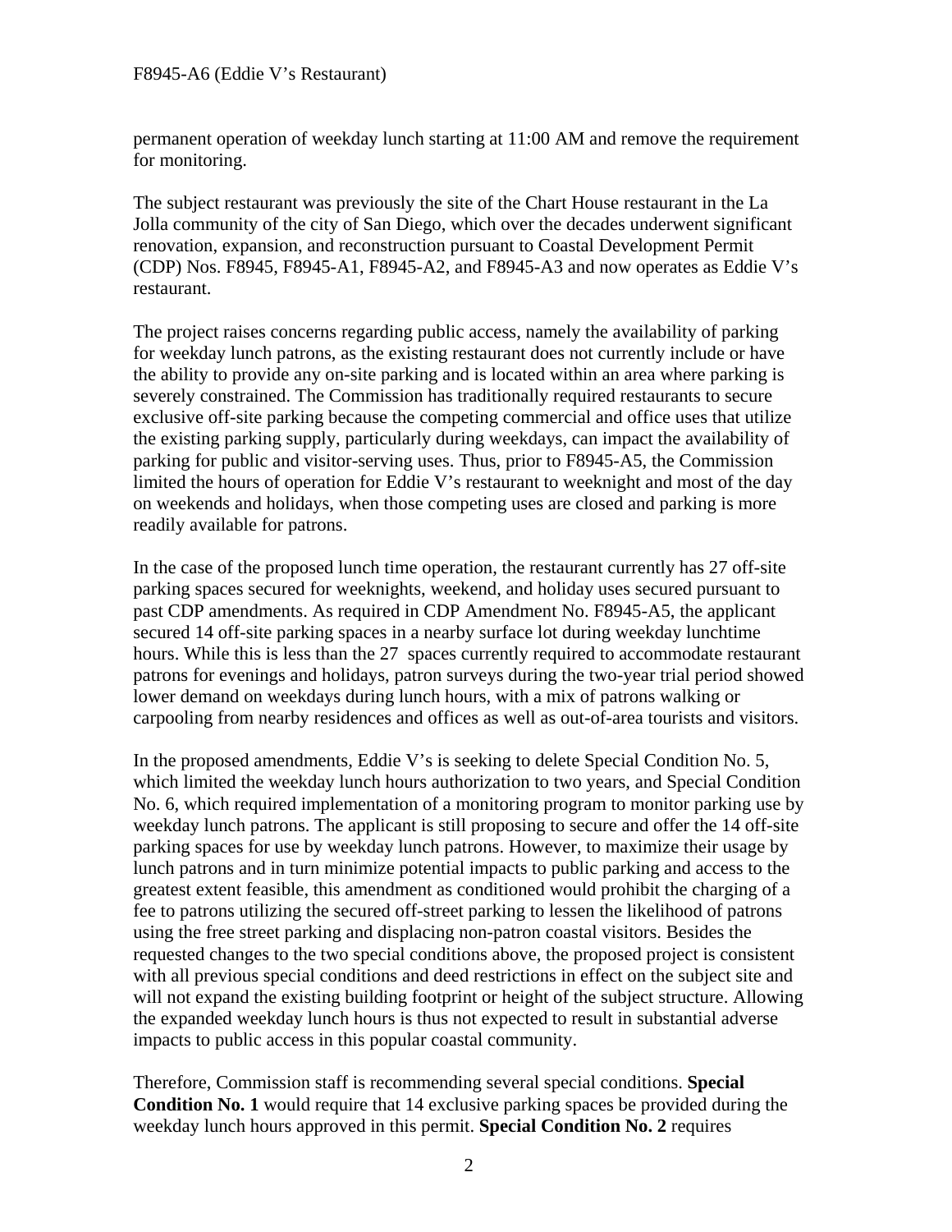permanent operation of weekday lunch starting at 11:00 AM and remove the requirement for monitoring.

The subject restaurant was previously the site of the Chart House restaurant in the La Jolla community of the city of San Diego, which over the decades underwent significant renovation, expansion, and reconstruction pursuant to Coastal Development Permit (CDP) Nos. F8945, F8945-A1, F8945-A2, and F8945-A3 and now operates as Eddie V's restaurant.

The project raises concerns regarding public access, namely the availability of parking for weekday lunch patrons, as the existing restaurant does not currently include or have the ability to provide any on-site parking and is located within an area where parking is severely constrained. The Commission has traditionally required restaurants to secure exclusive off-site parking because the competing commercial and office uses that utilize the existing parking supply, particularly during weekdays, can impact the availability of parking for public and visitor-serving uses. Thus, prior to F8945-A5, the Commission limited the hours of operation for Eddie V's restaurant to weeknight and most of the day on weekends and holidays, when those competing uses are closed and parking is more readily available for patrons.

In the case of the proposed lunch time operation, the restaurant currently has 27 off-site parking spaces secured for weeknights, weekend, and holiday uses secured pursuant to past CDP amendments. As required in CDP Amendment No. F8945-A5, the applicant secured 14 off-site parking spaces in a nearby surface lot during weekday lunchtime hours. While this is less than the 27 spaces currently required to accommodate restaurant patrons for evenings and holidays, patron surveys during the two-year trial period showed lower demand on weekdays during lunch hours, with a mix of patrons walking or carpooling from nearby residences and offices as well as out-of-area tourists and visitors.

In the proposed amendments, Eddie V's is seeking to delete Special Condition No. 5, which limited the weekday lunch hours authorization to two years, and Special Condition No. 6, which required implementation of a monitoring program to monitor parking use by weekday lunch patrons. The applicant is still proposing to secure and offer the 14 off-site parking spaces for use by weekday lunch patrons. However, to maximize their usage by lunch patrons and in turn minimize potential impacts to public parking and access to the greatest extent feasible, this amendment as conditioned would prohibit the charging of a fee to patrons utilizing the secured off-street parking to lessen the likelihood of patrons using the free street parking and displacing non-patron coastal visitors. Besides the requested changes to the two special conditions above, the proposed project is consistent with all previous special conditions and deed restrictions in effect on the subject site and will not expand the existing building footprint or height of the subject structure. Allowing the expanded weekday lunch hours is thus not expected to result in substantial adverse impacts to public access in this popular coastal community.

Therefore, Commission staff is recommending several special conditions. **Special Condition No. 1** would require that 14 exclusive parking spaces be provided during the weekday lunch hours approved in this permit. **Special Condition No. 2** requires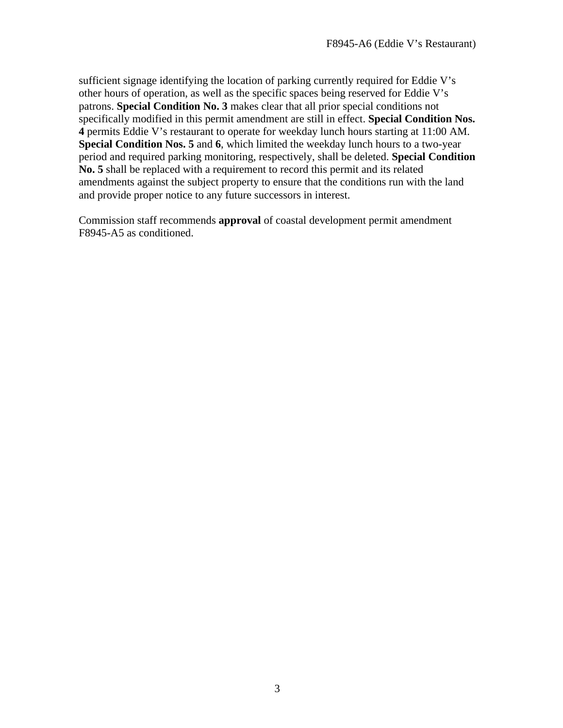sufficient signage identifying the location of parking currently required for Eddie V's other hours of operation, as well as the specific spaces being reserved for Eddie V's patrons. **Special Condition No. 3** makes clear that all prior special conditions not specifically modified in this permit amendment are still in effect. **Special Condition Nos. 4** permits Eddie V's restaurant to operate for weekday lunch hours starting at 11:00 AM. **Special Condition Nos. 5** and **6**, which limited the weekday lunch hours to a two-year period and required parking monitoring, respectively, shall be deleted. **Special Condition No. 5** shall be replaced with a requirement to record this permit and its related amendments against the subject property to ensure that the conditions run with the land and provide proper notice to any future successors in interest.

Commission staff recommends **approval** of coastal development permit amendment F8945-A5 as conditioned.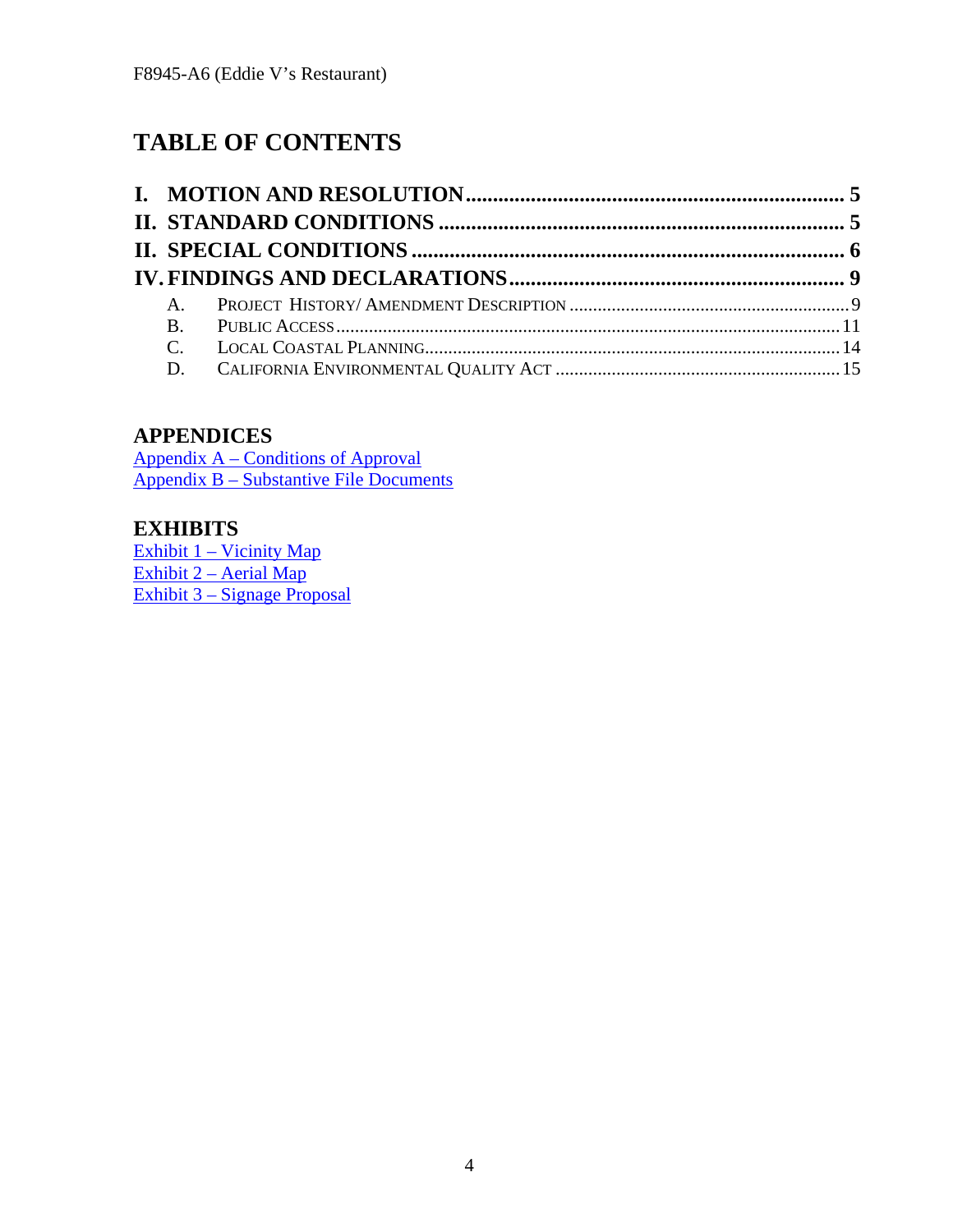# TABLE OF CONTENTS

**I. MOTION AND RESOLUTION** .......................................................... **5**

**II. STANDARD CONDITIONS** ............................................................ **5**

**II. SPECIAL CONDITIONS** ............................................................... **6**

**IV. FINDINGS AND DECLARATIONS** ................................................ **9**

- A. PROJECT HISTORY/ AMENDMENT DESCRIPTION ............................................ 9
- B. PUBLIC ACCESS ............................................................................................ 11
- C. LOCAL COASTAL PLANNING ......................................................................... 14
- D. CALIFORNIA ENVIRONMENTAL QUALITY ACT .............................................. 15

## APPENDICES

Appendix A – Conditions of Approval
Appendix B – Substantive File Documents

## EXHIBITS

Exhibit 1 – Vicinity Map
Exhibit 2 – Aerial Map
Exhibit 3 – Signage Proposal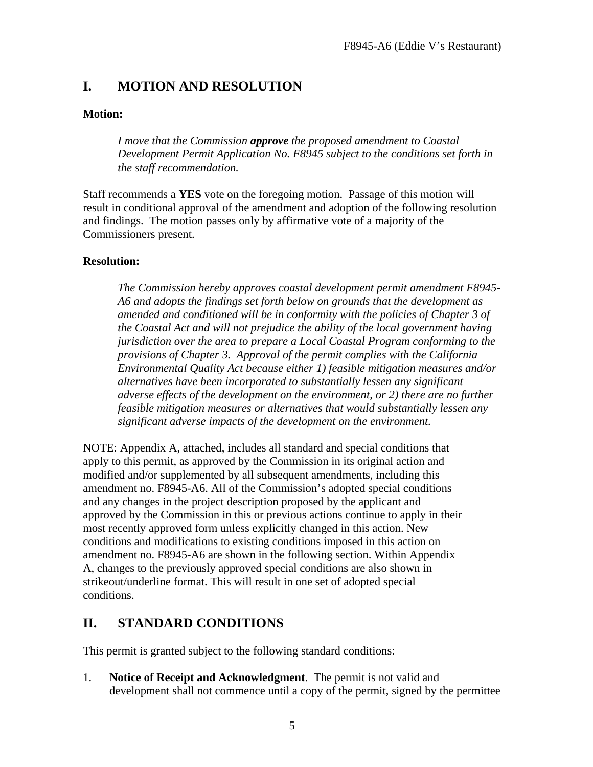## I. MOTION AND RESOLUTION

**Motion:**

> *I move that the Commission **approve** the proposed amendment to Coastal Development Permit Application No. F8945 subject to the conditions set forth in the staff recommendation.*

Staff recommends a **YES** vote on the foregoing motion. Passage of this motion will result in conditional approval of the amendment and adoption of the following resolution and findings. The motion passes only by affirmative vote of a majority of the Commissioners present.

**Resolution:**

> *The Commission hereby approves coastal development permit amendment F8945-A6 and adopts the findings set forth below on grounds that the development as amended and conditioned will be in conformity with the policies of Chapter 3 of the Coastal Act and will not prejudice the ability of the local government having jurisdiction over the area to prepare a Local Coastal Program conforming to the provisions of Chapter 3. Approval of the permit complies with the California Environmental Quality Act because either 1) feasible mitigation measures and/or alternatives have been incorporated to substantially lessen any significant adverse effects of the development on the environment, or 2) there are no further feasible mitigation measures or alternatives that would substantially lessen any significant adverse impacts of the development on the environment.*

NOTE: Appendix A, attached, includes all standard and special conditions that apply to this permit, as approved by the Commission in its original action and modified and/or supplemented by all subsequent amendments, including this amendment no. F8945-A6. All of the Commission's adopted special conditions and any changes in the project description proposed by the applicant and approved by the Commission in this or previous actions continue to apply in their most recently approved form unless explicitly changed in this action. New conditions and modifications to existing conditions imposed in this action on amendment no. F8945-A6 are shown in the following section. Within Appendix A, changes to the previously approved special conditions are also shown in strikeout/underline format. This will result in one set of adopted special conditions.

## II. STANDARD CONDITIONS

This permit is granted subject to the following standard conditions:

1. **Notice of Receipt and Acknowledgment**. The permit is not valid and development shall not commence until a copy of the permit, signed by the permittee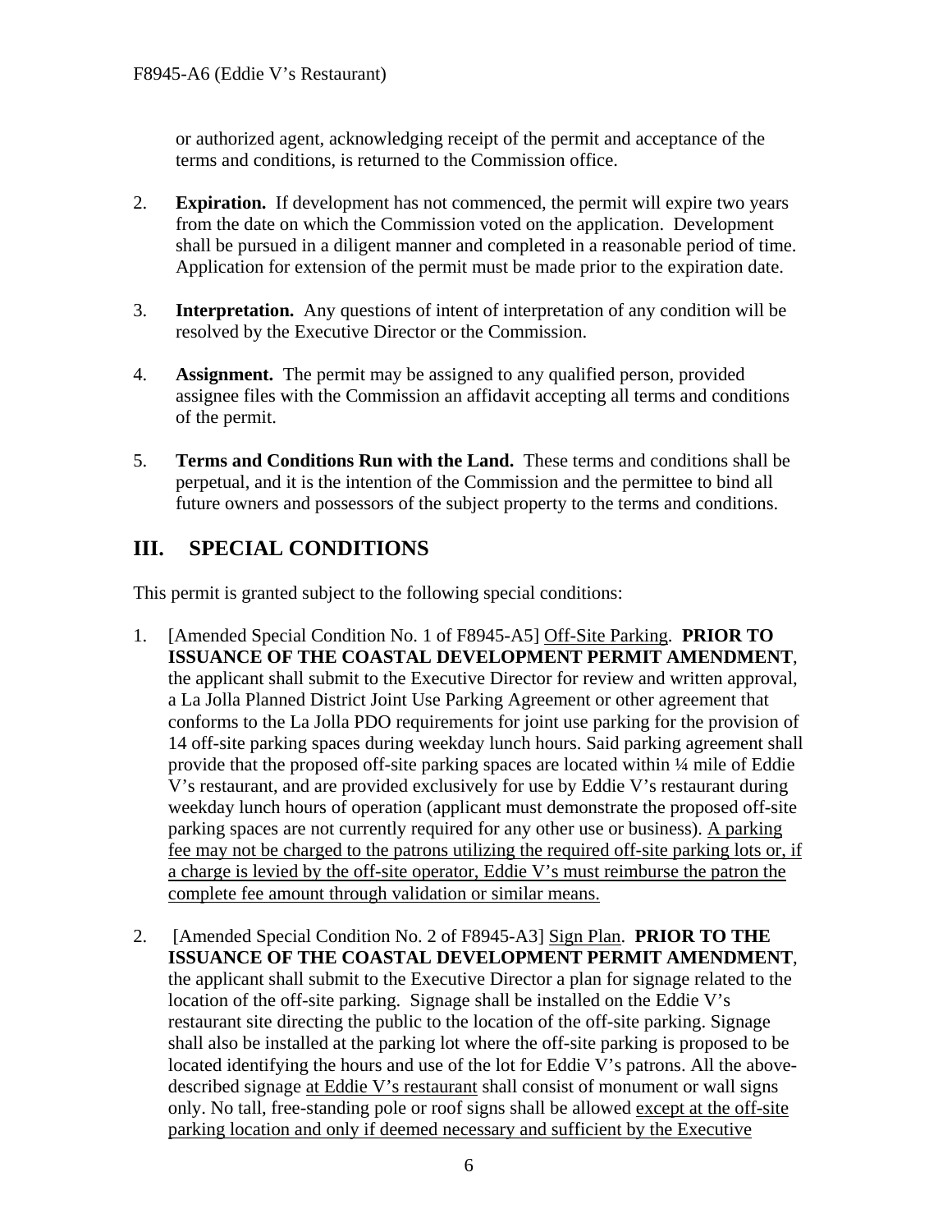or authorized agent, acknowledging receipt of the permit and acceptance of the terms and conditions, is returned to the Commission office.

2. **Expiration.** If development has not commenced, the permit will expire two years from the date on which the Commission voted on the application. Development shall be pursued in a diligent manner and completed in a reasonable period of time. Application for extension of the permit must be made prior to the expiration date.

3. **Interpretation.** Any questions of intent of interpretation of any condition will be resolved by the Executive Director or the Commission.

4. **Assignment.** The permit may be assigned to any qualified person, provided assignee files with the Commission an affidavit accepting all terms and conditions of the permit.

5. **Terms and Conditions Run with the Land.** These terms and conditions shall be perpetual, and it is the intention of the Commission and the permittee to bind all future owners and possessors of the subject property to the terms and conditions.

## III. SPECIAL CONDITIONS

This permit is granted subject to the following special conditions:

1. [Amended Special Condition No. 1 of F8945-A5] <u>Off-Site Parking</u>. **PRIOR TO ISSUANCE OF THE COASTAL DEVELOPMENT PERMIT AMENDMENT**, the applicant shall submit to the Executive Director for review and written approval, a La Jolla Planned District Joint Use Parking Agreement or other agreement that conforms to the La Jolla PDO requirements for joint use parking for the provision of 14 off-site parking spaces during weekday lunch hours. Said parking agreement shall provide that the proposed off-site parking spaces are located within ¼ mile of Eddie V's restaurant, and are provided exclusively for use by Eddie V's restaurant during weekday lunch hours of operation (applicant must demonstrate the proposed off-site parking spaces are not currently required for any other use or business). <u>A parking fee may not be charged to the patrons utilizing the required off-site parking lots or, if a charge is levied by the off-site operator, Eddie V's must reimburse the patron the complete fee amount through validation or similar means.</u>

2. [Amended Special Condition No. 2 of F8945-A3] <u>Sign Plan</u>. **PRIOR TO THE ISSUANCE OF THE COASTAL DEVELOPMENT PERMIT AMENDMENT**, the applicant shall submit to the Executive Director a plan for signage related to the location of the off-site parking. Signage shall be installed on the Eddie V's restaurant site directing the public to the location of the off-site parking. Signage shall also be installed at the parking lot where the off-site parking is proposed to be located identifying the hours and use of the lot for Eddie V's patrons. All the above-described signage <u>at Eddie V's restaurant</u> shall consist of monument or wall signs only. No tall, free-standing pole or roof signs shall be allowed <u>except at the off-site parking location and only if deemed necessary and sufficient by the Executive</u>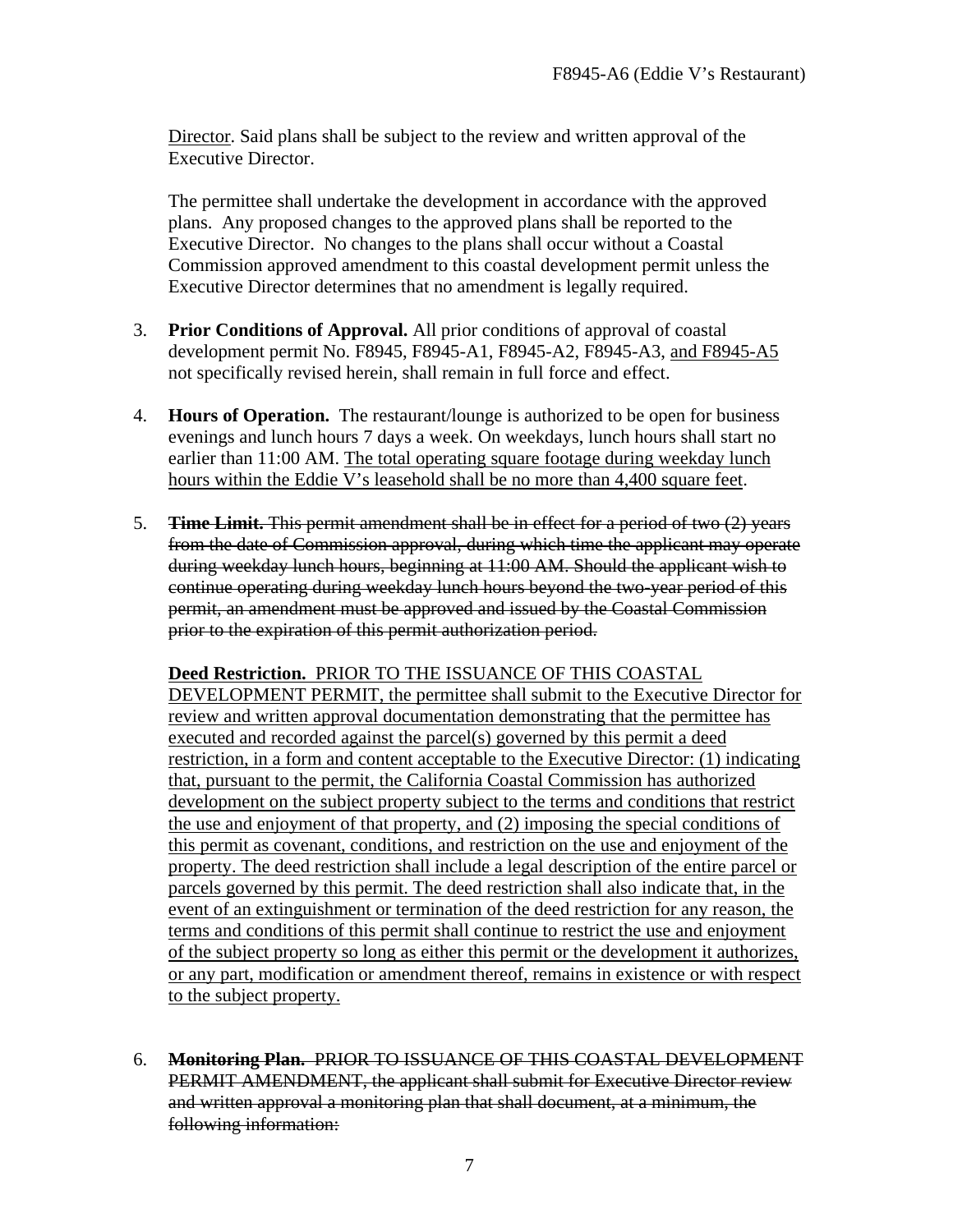Director. Said plans shall be subject to the review and written approval of the Executive Director.

The permittee shall undertake the development in accordance with the approved plans. Any proposed changes to the approved plans shall be reported to the Executive Director. No changes to the plans shall occur without a Coastal Commission approved amendment to this coastal development permit unless the Executive Director determines that no amendment is legally required.

3. **Prior Conditions of Approval.** All prior conditions of approval of coastal development permit No. F8945, F8945-A1, F8945-A2, F8945-A3, <u>and F8945-A5</u> not specifically revised herein, shall remain in full force and effect.

4. **Hours of Operation.** The restaurant/lounge is authorized to be open for business evenings and lunch hours 7 days a week. On weekdays, lunch hours shall start no earlier than 11:00 AM. <u>The total operating square footage during weekday lunch hours within the Eddie V's leasehold shall be no more than 4,400 square feet</u>.

5. ~~**Time Limit.** This permit amendment shall be in effect for a period of two (2) years from the date of Commission approval, during which time the applicant may operate during weekday lunch hours, beginning at 11:00 AM. Should the applicant wish to continue operating during weekday lunch hours beyond the two-year period of this permit, an amendment must be approved and issued by the Coastal Commission prior to the expiration of this permit authorization period.~~

   <u>**Deed Restriction.** PRIOR TO THE ISSUANCE OF THIS COASTAL DEVELOPMENT PERMIT, the permittee shall submit to the Executive Director for review and written approval documentation demonstrating that the permittee has executed and recorded against the parcel(s) governed by this permit a deed restriction, in a form and content acceptable to the Executive Director: (1) indicating that, pursuant to the permit, the California Coastal Commission has authorized development on the subject property subject to the terms and conditions that restrict the use and enjoyment of that property, and (2) imposing the special conditions of this permit as covenant, conditions, and restriction on the use and enjoyment of the property. The deed restriction shall include a legal description of the entire parcel or parcels governed by this permit. The deed restriction shall also indicate that, in the event of an extinguishment or termination of the deed restriction for any reason, the terms and conditions of this permit shall continue to restrict the use and enjoyment of the subject property so long as either this permit or the development it authorizes, or any part, modification or amendment thereof, remains in existence or with respect to the subject property.</u>

6. ~~**Monitoring Plan.** PRIOR TO ISSUANCE OF THIS COASTAL DEVELOPMENT PERMIT AMENDMENT, the applicant shall submit for Executive Director review and written approval a monitoring plan that shall document, at a minimum, the following information:~~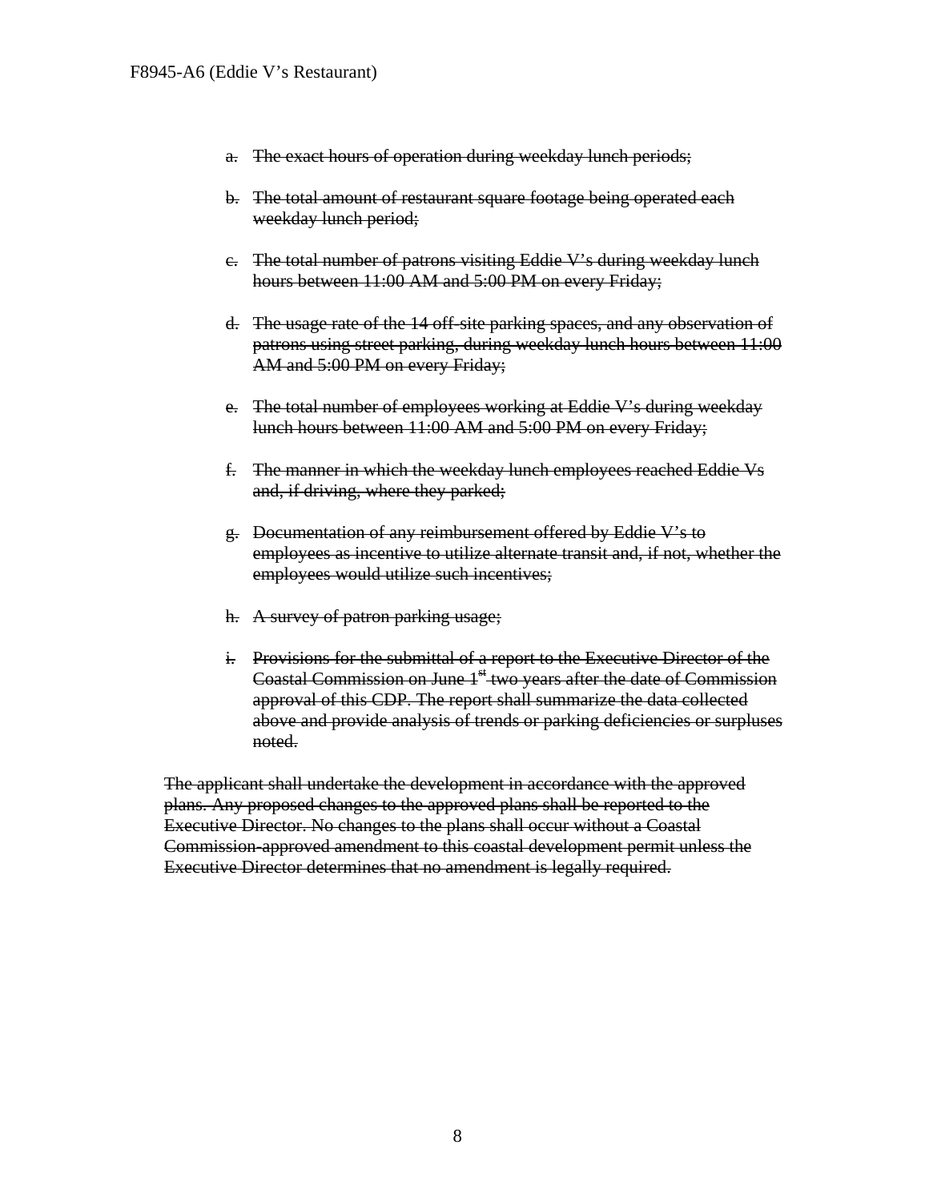a. ~~The exact hours of operation during weekday lunch periods;~~

b. ~~The total amount of restaurant square footage being operated each weekday lunch period;~~

c. ~~The total number of patrons visiting Eddie V's during weekday lunch hours between 11:00 AM and 5:00 PM on every Friday;~~

d. ~~The usage rate of the 14 off-site parking spaces, and any observation of patrons using street parking, during weekday lunch hours between 11:00 AM and 5:00 PM on every Friday;~~

e. ~~The total number of employees working at Eddie V's during weekday lunch hours between 11:00 AM and 5:00 PM on every Friday;~~

f. ~~The manner in which the weekday lunch employees reached Eddie Vs and, if driving, where they parked;~~

g. ~~Documentation of any reimbursement offered by Eddie V's to employees as incentive to utilize alternate transit and, if not, whether the employees would utilize such incentives;~~

h. ~~A survey of patron parking usage;~~

i. ~~Provisions for the submittal of a report to the Executive Director of the Coastal Commission on June 1st two years after the date of Commission approval of this CDP. The report shall summarize the data collected above and provide analysis of trends or parking deficiencies or surpluses noted.~~

~~The applicant shall undertake the development in accordance with the approved plans. Any proposed changes to the approved plans shall be reported to the Executive Director. No changes to the plans shall occur without a Coastal Commission-approved amendment to this coastal development permit unless the Executive Director determines that no amendment is legally required.~~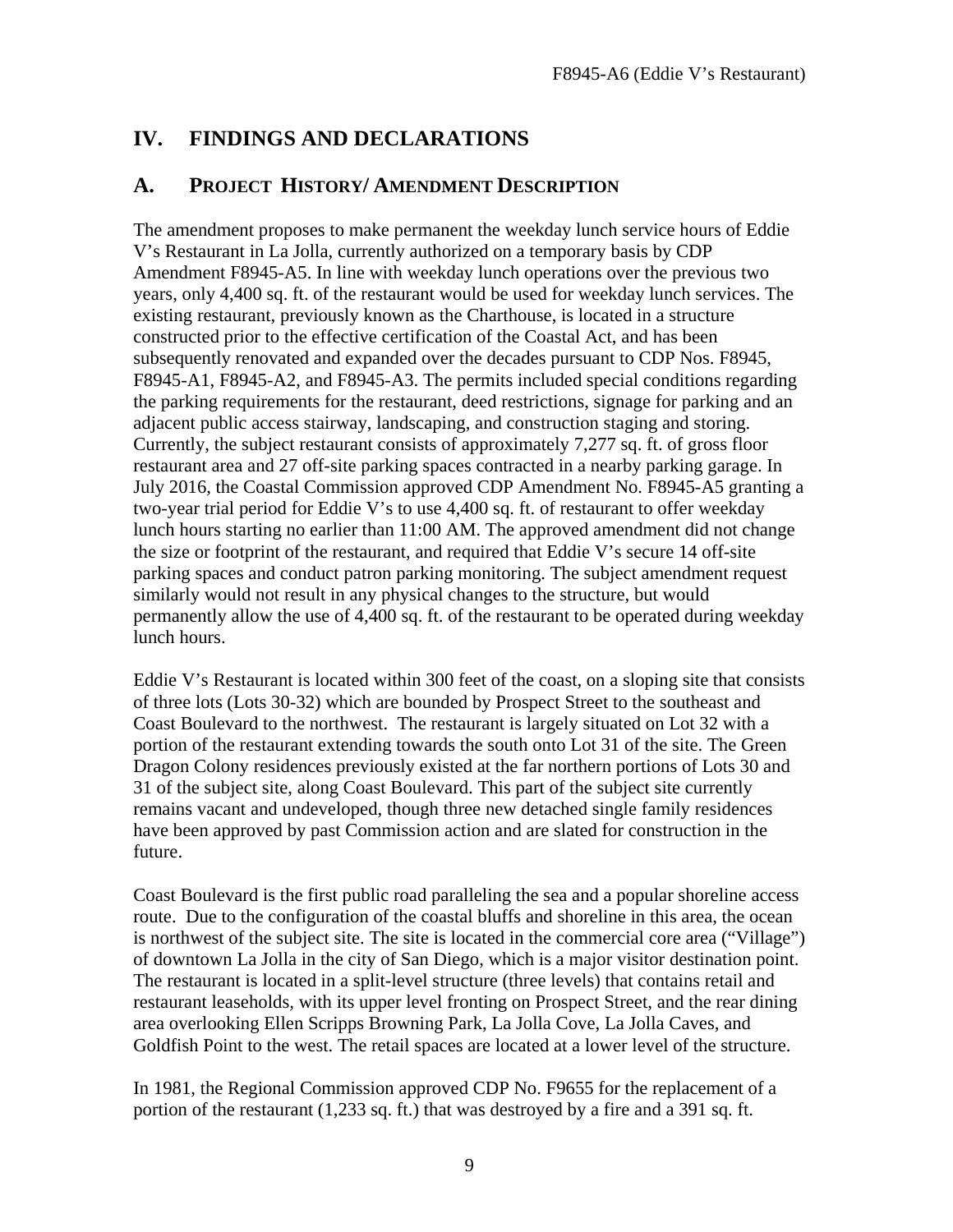## IV. FINDINGS AND DECLARATIONS

### A. PROJECT HISTORY/ AMENDMENT DESCRIPTION

The amendment proposes to make permanent the weekday lunch service hours of Eddie V's Restaurant in La Jolla, currently authorized on a temporary basis by CDP Amendment F8945-A5. In line with weekday lunch operations over the previous two years, only 4,400 sq. ft. of the restaurant would be used for weekday lunch services. The existing restaurant, previously known as the Charthouse, is located in a structure constructed prior to the effective certification of the Coastal Act, and has been subsequently renovated and expanded over the decades pursuant to CDP Nos. F8945, F8945-A1, F8945-A2, and F8945-A3. The permits included special conditions regarding the parking requirements for the restaurant, deed restrictions, signage for parking and an adjacent public access stairway, landscaping, and construction staging and storing. Currently, the subject restaurant consists of approximately 7,277 sq. ft. of gross floor restaurant area and 27 off-site parking spaces contracted in a nearby parking garage. In July 2016, the Coastal Commission approved CDP Amendment No. F8945-A5 granting a two-year trial period for Eddie V's to use 4,400 sq. ft. of restaurant to offer weekday lunch hours starting no earlier than 11:00 AM. The approved amendment did not change the size or footprint of the restaurant, and required that Eddie V's secure 14 off-site parking spaces and conduct patron parking monitoring. The subject amendment request similarly would not result in any physical changes to the structure, but would permanently allow the use of 4,400 sq. ft. of the restaurant to be operated during weekday lunch hours.

Eddie V's Restaurant is located within 300 feet of the coast, on a sloping site that consists of three lots (Lots 30-32) which are bounded by Prospect Street to the southeast and Coast Boulevard to the northwest. The restaurant is largely situated on Lot 32 with a portion of the restaurant extending towards the south onto Lot 31 of the site. The Green Dragon Colony residences previously existed at the far northern portions of Lots 30 and 31 of the subject site, along Coast Boulevard. This part of the subject site currently remains vacant and undeveloped, though three new detached single family residences have been approved by past Commission action and are slated for construction in the future.

Coast Boulevard is the first public road paralleling the sea and a popular shoreline access route. Due to the configuration of the coastal bluffs and shoreline in this area, the ocean is northwest of the subject site. The site is located in the commercial core area ("Village") of downtown La Jolla in the city of San Diego, which is a major visitor destination point. The restaurant is located in a split-level structure (three levels) that contains retail and restaurant leaseholds, with its upper level fronting on Prospect Street, and the rear dining area overlooking Ellen Scripps Browning Park, La Jolla Cove, La Jolla Caves, and Goldfish Point to the west. The retail spaces are located at a lower level of the structure.

In 1981, the Regional Commission approved CDP No. F9655 for the replacement of a portion of the restaurant (1,233 sq. ft.) that was destroyed by a fire and a 391 sq. ft.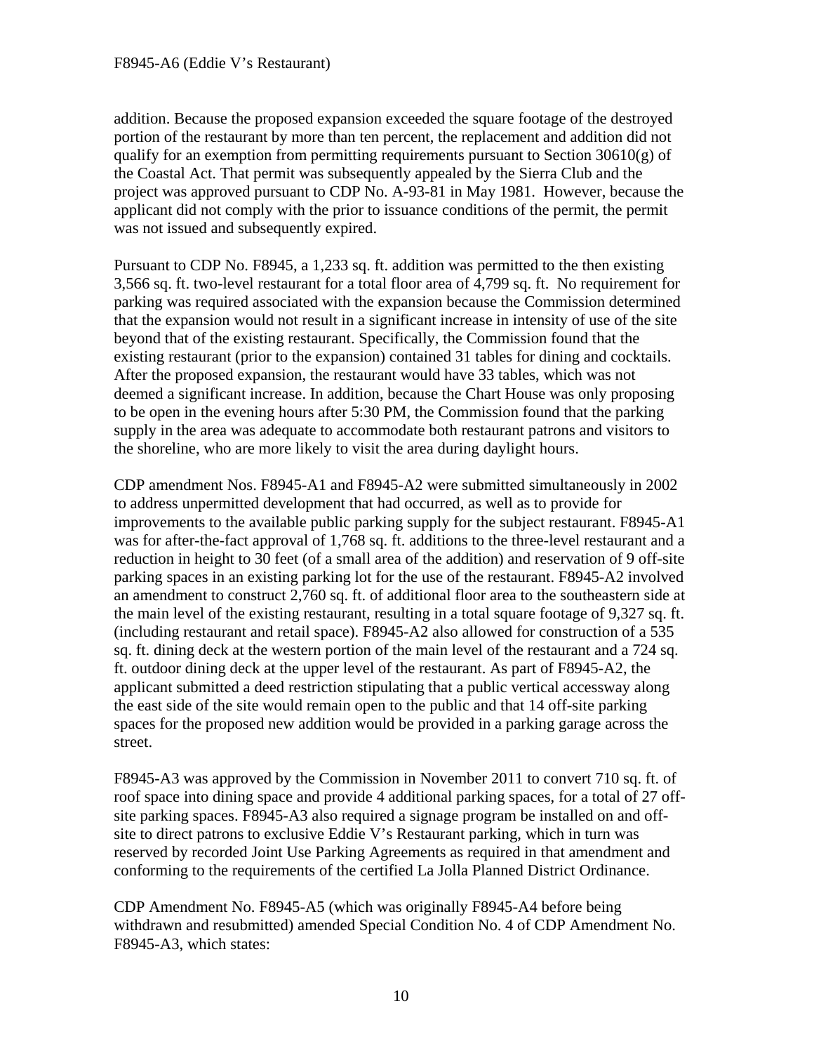addition. Because the proposed expansion exceeded the square footage of the destroyed portion of the restaurant by more than ten percent, the replacement and addition did not qualify for an exemption from permitting requirements pursuant to Section 30610(g) of the Coastal Act. That permit was subsequently appealed by the Sierra Club and the project was approved pursuant to CDP No. A-93-81 in May 1981. However, because the applicant did not comply with the prior to issuance conditions of the permit, the permit was not issued and subsequently expired.

Pursuant to CDP No. F8945, a 1,233 sq. ft. addition was permitted to the then existing 3,566 sq. ft. two-level restaurant for a total floor area of 4,799 sq. ft. No requirement for parking was required associated with the expansion because the Commission determined that the expansion would not result in a significant increase in intensity of use of the site beyond that of the existing restaurant. Specifically, the Commission found that the existing restaurant (prior to the expansion) contained 31 tables for dining and cocktails. After the proposed expansion, the restaurant would have 33 tables, which was not deemed a significant increase. In addition, because the Chart House was only proposing to be open in the evening hours after 5:30 PM, the Commission found that the parking supply in the area was adequate to accommodate both restaurant patrons and visitors to the shoreline, who are more likely to visit the area during daylight hours.

CDP amendment Nos. F8945-A1 and F8945-A2 were submitted simultaneously in 2002 to address unpermitted development that had occurred, as well as to provide for improvements to the available public parking supply for the subject restaurant. F8945-A1 was for after-the-fact approval of 1,768 sq. ft. additions to the three-level restaurant and a reduction in height to 30 feet (of a small area of the addition) and reservation of 9 off-site parking spaces in an existing parking lot for the use of the restaurant. F8945-A2 involved an amendment to construct 2,760 sq. ft. of additional floor area to the southeastern side at the main level of the existing restaurant, resulting in a total square footage of 9,327 sq. ft. (including restaurant and retail space). F8945-A2 also allowed for construction of a 535 sq. ft. dining deck at the western portion of the main level of the restaurant and a 724 sq. ft. outdoor dining deck at the upper level of the restaurant. As part of F8945-A2, the applicant submitted a deed restriction stipulating that a public vertical accessway along the east side of the site would remain open to the public and that 14 off-site parking spaces for the proposed new addition would be provided in a parking garage across the street.

F8945-A3 was approved by the Commission in November 2011 to convert 710 sq. ft. of roof space into dining space and provide 4 additional parking spaces, for a total of 27 off-site parking spaces. F8945-A3 also required a signage program be installed on and off-site to direct patrons to exclusive Eddie V's Restaurant parking, which in turn was reserved by recorded Joint Use Parking Agreements as required in that amendment and conforming to the requirements of the certified La Jolla Planned District Ordinance.

CDP Amendment No. F8945-A5 (which was originally F8945-A4 before being withdrawn and resubmitted) amended Special Condition No. 4 of CDP Amendment No. F8945-A3, which states: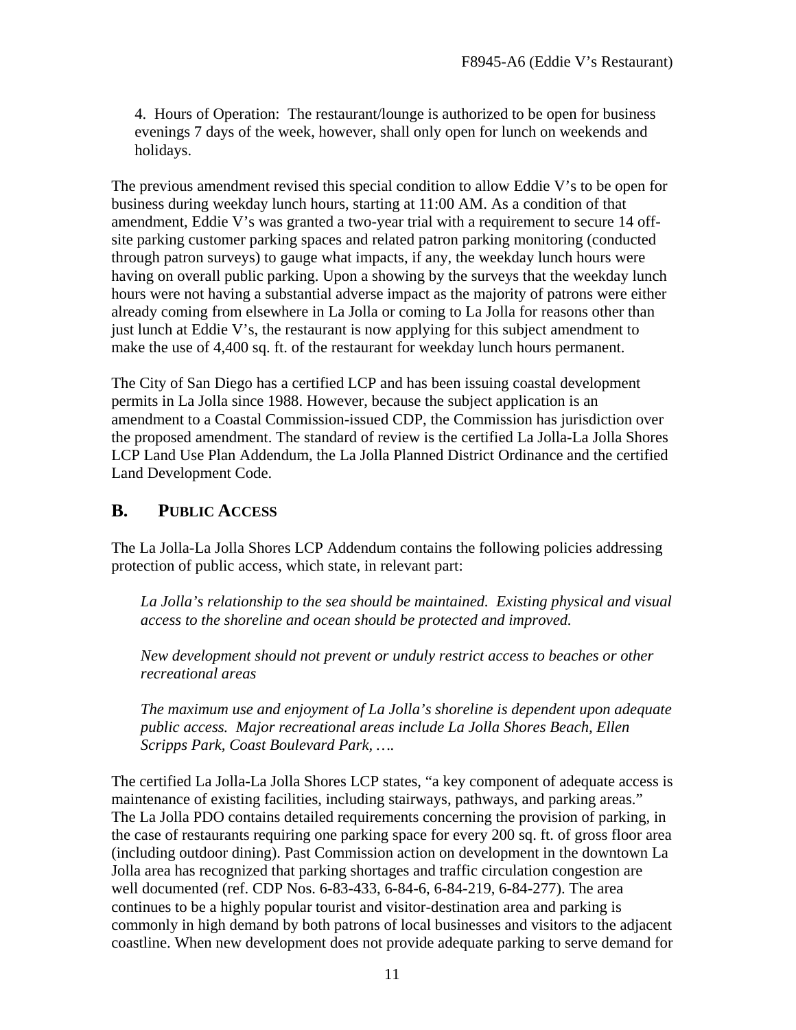4. Hours of Operation: The restaurant/lounge is authorized to be open for business evenings 7 days of the week, however, shall only open for lunch on weekends and holidays.

The previous amendment revised this special condition to allow Eddie V's to be open for business during weekday lunch hours, starting at 11:00 AM. As a condition of that amendment, Eddie V's was granted a two-year trial with a requirement to secure 14 off-site parking customer parking spaces and related patron parking monitoring (conducted through patron surveys) to gauge what impacts, if any, the weekday lunch hours were having on overall public parking. Upon a showing by the surveys that the weekday lunch hours were not having a substantial adverse impact as the majority of patrons were either already coming from elsewhere in La Jolla or coming to La Jolla for reasons other than just lunch at Eddie V's, the restaurant is now applying for this subject amendment to make the use of 4,400 sq. ft. of the restaurant for weekday lunch hours permanent.

The City of San Diego has a certified LCP and has been issuing coastal development permits in La Jolla since 1988. However, because the subject application is an amendment to a Coastal Commission-issued CDP, the Commission has jurisdiction over the proposed amendment. The standard of review is the certified La Jolla-La Jolla Shores LCP Land Use Plan Addendum, the La Jolla Planned District Ordinance and the certified Land Development Code.

## B. PUBLIC ACCESS

The La Jolla-La Jolla Shores LCP Addendum contains the following policies addressing protection of public access, which state, in relevant part:

*La Jolla's relationship to the sea should be maintained. Existing physical and visual access to the shoreline and ocean should be protected and improved.*

*New development should not prevent or unduly restrict access to beaches or other recreational areas*

*The maximum use and enjoyment of La Jolla's shoreline is dependent upon adequate public access. Major recreational areas include La Jolla Shores Beach, Ellen Scripps Park, Coast Boulevard Park, ….*

The certified La Jolla-La Jolla Shores LCP states, "a key component of adequate access is maintenance of existing facilities, including stairways, pathways, and parking areas." The La Jolla PDO contains detailed requirements concerning the provision of parking, in the case of restaurants requiring one parking space for every 200 sq. ft. of gross floor area (including outdoor dining). Past Commission action on development in the downtown La Jolla area has recognized that parking shortages and traffic circulation congestion are well documented (ref. CDP Nos. 6-83-433, 6-84-6, 6-84-219, 6-84-277). The area continues to be a highly popular tourist and visitor-destination area and parking is commonly in high demand by both patrons of local businesses and visitors to the adjacent coastline. When new development does not provide adequate parking to serve demand for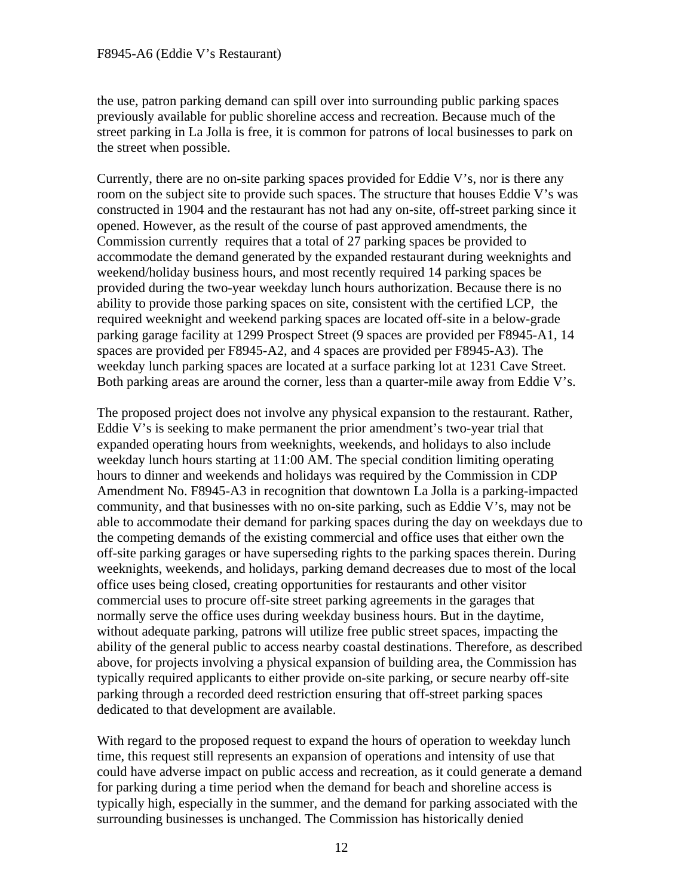the use, patron parking demand can spill over into surrounding public parking spaces previously available for public shoreline access and recreation. Because much of the street parking in La Jolla is free, it is common for patrons of local businesses to park on the street when possible.

Currently, there are no on-site parking spaces provided for Eddie V's, nor is there any room on the subject site to provide such spaces. The structure that houses Eddie V's was constructed in 1904 and the restaurant has not had any on-site, off-street parking since it opened. However, as the result of the course of past approved amendments, the Commission currently requires that a total of 27 parking spaces be provided to accommodate the demand generated by the expanded restaurant during weeknights and weekend/holiday business hours, and most recently required 14 parking spaces be provided during the two-year weekday lunch hours authorization. Because there is no ability to provide those parking spaces on site, consistent with the certified LCP, the required weeknight and weekend parking spaces are located off-site in a below-grade parking garage facility at 1299 Prospect Street (9 spaces are provided per F8945-A1, 14 spaces are provided per F8945-A2, and 4 spaces are provided per F8945-A3). The weekday lunch parking spaces are located at a surface parking lot at 1231 Cave Street. Both parking areas are around the corner, less than a quarter-mile away from Eddie V's.

The proposed project does not involve any physical expansion to the restaurant. Rather, Eddie V's is seeking to make permanent the prior amendment's two-year trial that expanded operating hours from weeknights, weekends, and holidays to also include weekday lunch hours starting at 11:00 AM. The special condition limiting operating hours to dinner and weekends and holidays was required by the Commission in CDP Amendment No. F8945-A3 in recognition that downtown La Jolla is a parking-impacted community, and that businesses with no on-site parking, such as Eddie V's, may not be able to accommodate their demand for parking spaces during the day on weekdays due to the competing demands of the existing commercial and office uses that either own the off-site parking garages or have superseding rights to the parking spaces therein. During weeknights, weekends, and holidays, parking demand decreases due to most of the local office uses being closed, creating opportunities for restaurants and other visitor commercial uses to procure off-site street parking agreements in the garages that normally serve the office uses during weekday business hours. But in the daytime, without adequate parking, patrons will utilize free public street spaces, impacting the ability of the general public to access nearby coastal destinations. Therefore, as described above, for projects involving a physical expansion of building area, the Commission has typically required applicants to either provide on-site parking, or secure nearby off-site parking through a recorded deed restriction ensuring that off-street parking spaces dedicated to that development are available.

With regard to the proposed request to expand the hours of operation to weekday lunch time, this request still represents an expansion of operations and intensity of use that could have adverse impact on public access and recreation, as it could generate a demand for parking during a time period when the demand for beach and shoreline access is typically high, especially in the summer, and the demand for parking associated with the surrounding businesses is unchanged. The Commission has historically denied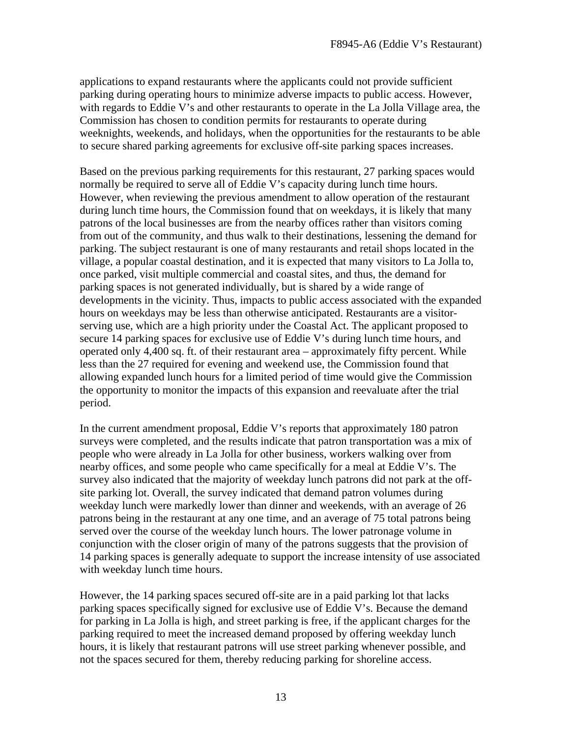applications to expand restaurants where the applicants could not provide sufficient parking during operating hours to minimize adverse impacts to public access. However, with regards to Eddie V's and other restaurants to operate in the La Jolla Village area, the Commission has chosen to condition permits for restaurants to operate during weeknights, weekends, and holidays, when the opportunities for the restaurants to be able to secure shared parking agreements for exclusive off-site parking spaces increases.

Based on the previous parking requirements for this restaurant, 27 parking spaces would normally be required to serve all of Eddie V's capacity during lunch time hours. However, when reviewing the previous amendment to allow operation of the restaurant during lunch time hours, the Commission found that on weekdays, it is likely that many patrons of the local businesses are from the nearby offices rather than visitors coming from out of the community, and thus walk to their destinations, lessening the demand for parking. The subject restaurant is one of many restaurants and retail shops located in the village, a popular coastal destination, and it is expected that many visitors to La Jolla to, once parked, visit multiple commercial and coastal sites, and thus, the demand for parking spaces is not generated individually, but is shared by a wide range of developments in the vicinity. Thus, impacts to public access associated with the expanded hours on weekdays may be less than otherwise anticipated. Restaurants are a visitor-serving use, which are a high priority under the Coastal Act. The applicant proposed to secure 14 parking spaces for exclusive use of Eddie V's during lunch time hours, and operated only 4,400 sq. ft. of their restaurant area – approximately fifty percent. While less than the 27 required for evening and weekend use, the Commission found that allowing expanded lunch hours for a limited period of time would give the Commission the opportunity to monitor the impacts of this expansion and reevaluate after the trial period.

In the current amendment proposal, Eddie V's reports that approximately 180 patron surveys were completed, and the results indicate that patron transportation was a mix of people who were already in La Jolla for other business, workers walking over from nearby offices, and some people who came specifically for a meal at Eddie V's. The survey also indicated that the majority of weekday lunch patrons did not park at the off-site parking lot. Overall, the survey indicated that demand patron volumes during weekday lunch were markedly lower than dinner and weekends, with an average of 26 patrons being in the restaurant at any one time, and an average of 75 total patrons being served over the course of the weekday lunch hours. The lower patronage volume in conjunction with the closer origin of many of the patrons suggests that the provision of 14 parking spaces is generally adequate to support the increase intensity of use associated with weekday lunch time hours.

However, the 14 parking spaces secured off-site are in a paid parking lot that lacks parking spaces specifically signed for exclusive use of Eddie V's. Because the demand for parking in La Jolla is high, and street parking is free, if the applicant charges for the parking required to meet the increased demand proposed by offering weekday lunch hours, it is likely that restaurant patrons will use street parking whenever possible, and not the spaces secured for them, thereby reducing parking for shoreline access.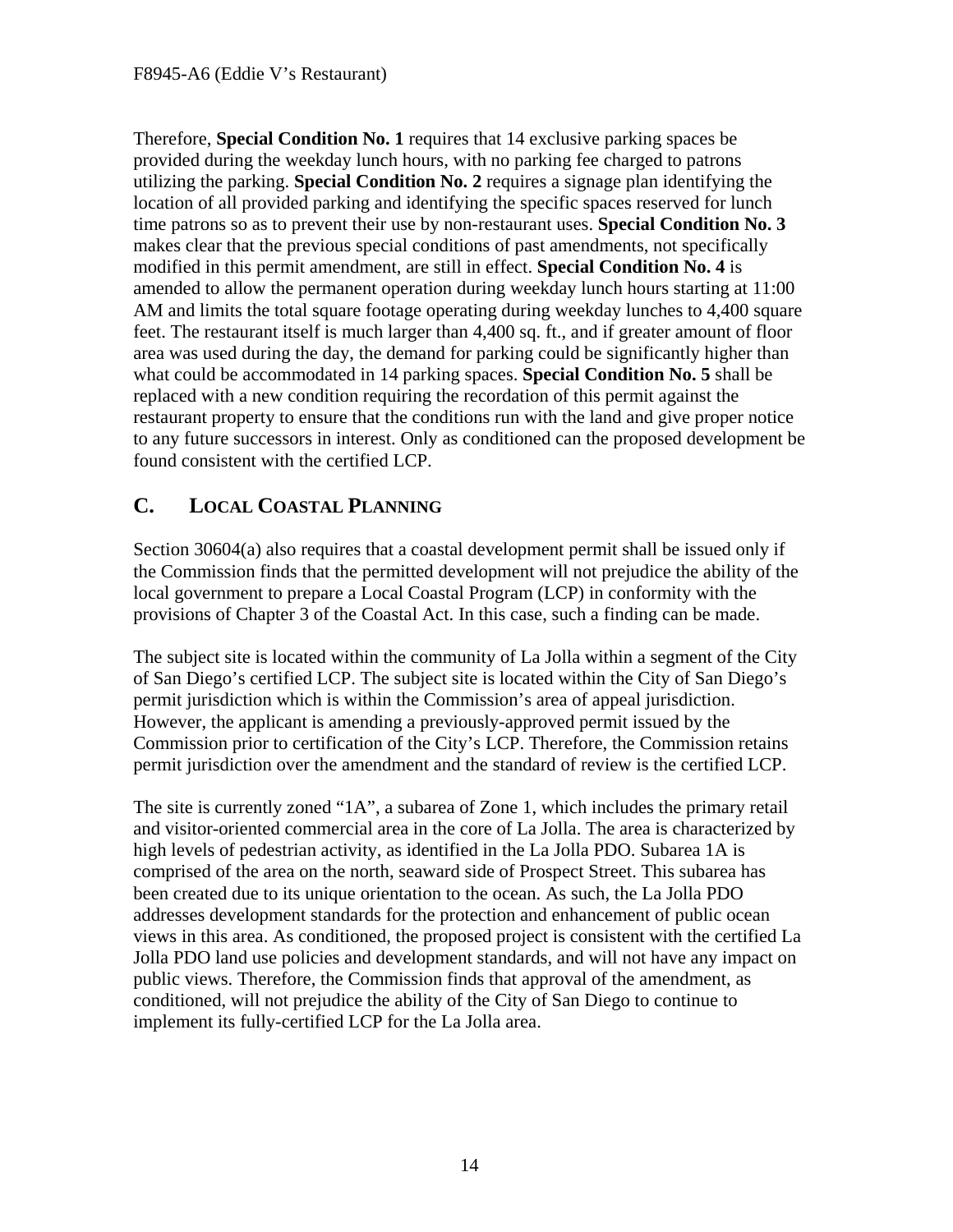Therefore, **Special Condition No. 1** requires that 14 exclusive parking spaces be provided during the weekday lunch hours, with no parking fee charged to patrons utilizing the parking. **Special Condition No. 2** requires a signage plan identifying the location of all provided parking and identifying the specific spaces reserved for lunch time patrons so as to prevent their use by non-restaurant uses. **Special Condition No. 3** makes clear that the previous special conditions of past amendments, not specifically modified in this permit amendment, are still in effect. **Special Condition No. 4** is amended to allow the permanent operation during weekday lunch hours starting at 11:00 AM and limits the total square footage operating during weekday lunches to 4,400 square feet. The restaurant itself is much larger than 4,400 sq. ft., and if greater amount of floor area was used during the day, the demand for parking could be significantly higher than what could be accommodated in 14 parking spaces. **Special Condition No. 5** shall be replaced with a new condition requiring the recordation of this permit against the restaurant property to ensure that the conditions run with the land and give proper notice to any future successors in interest. Only as conditioned can the proposed development be found consistent with the certified LCP.

## C. LOCAL COASTAL PLANNING

Section 30604(a) also requires that a coastal development permit shall be issued only if the Commission finds that the permitted development will not prejudice the ability of the local government to prepare a Local Coastal Program (LCP) in conformity with the provisions of Chapter 3 of the Coastal Act. In this case, such a finding can be made.

The subject site is located within the community of La Jolla within a segment of the City of San Diego's certified LCP. The subject site is located within the City of San Diego's permit jurisdiction which is within the Commission's area of appeal jurisdiction. However, the applicant is amending a previously-approved permit issued by the Commission prior to certification of the City's LCP. Therefore, the Commission retains permit jurisdiction over the amendment and the standard of review is the certified LCP.

The site is currently zoned "1A", a subarea of Zone 1, which includes the primary retail and visitor-oriented commercial area in the core of La Jolla. The area is characterized by high levels of pedestrian activity, as identified in the La Jolla PDO. Subarea 1A is comprised of the area on the north, seaward side of Prospect Street. This subarea has been created due to its unique orientation to the ocean. As such, the La Jolla PDO addresses development standards for the protection and enhancement of public ocean views in this area. As conditioned, the proposed project is consistent with the certified La Jolla PDO land use policies and development standards, and will not have any impact on public views. Therefore, the Commission finds that approval of the amendment, as conditioned, will not prejudice the ability of the City of San Diego to continue to implement its fully-certified LCP for the La Jolla area.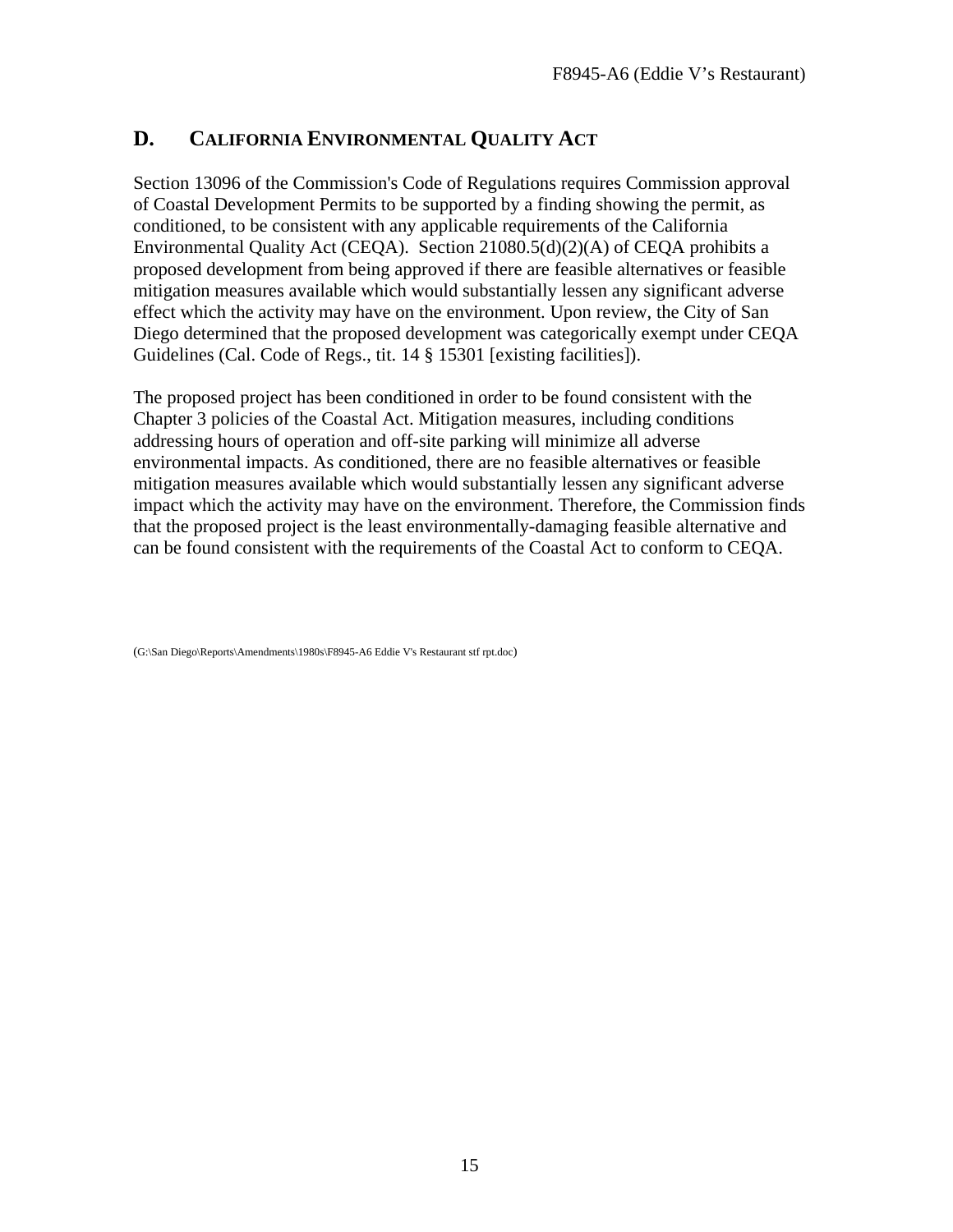## D. CALIFORNIA ENVIRONMENTAL QUALITY ACT

Section 13096 of the Commission's Code of Regulations requires Commission approval of Coastal Development Permits to be supported by a finding showing the permit, as conditioned, to be consistent with any applicable requirements of the California Environmental Quality Act (CEQA). Section 21080.5(d)(2)(A) of CEQA prohibits a proposed development from being approved if there are feasible alternatives or feasible mitigation measures available which would substantially lessen any significant adverse effect which the activity may have on the environment. Upon review, the City of San Diego determined that the proposed development was categorically exempt under CEQA Guidelines (Cal. Code of Regs., tit. 14 § 15301 [existing facilities]).

The proposed project has been conditioned in order to be found consistent with the Chapter 3 policies of the Coastal Act. Mitigation measures, including conditions addressing hours of operation and off-site parking will minimize all adverse environmental impacts. As conditioned, there are no feasible alternatives or feasible mitigation measures available which would substantially lessen any significant adverse impact which the activity may have on the environment. Therefore, the Commission finds that the proposed project is the least environmentally-damaging feasible alternative and can be found consistent with the requirements of the Coastal Act to conform to CEQA.

(G:\San Diego\Reports\Amendments\1980s\F8945-A6 Eddie V's Restaurant stf rpt.doc)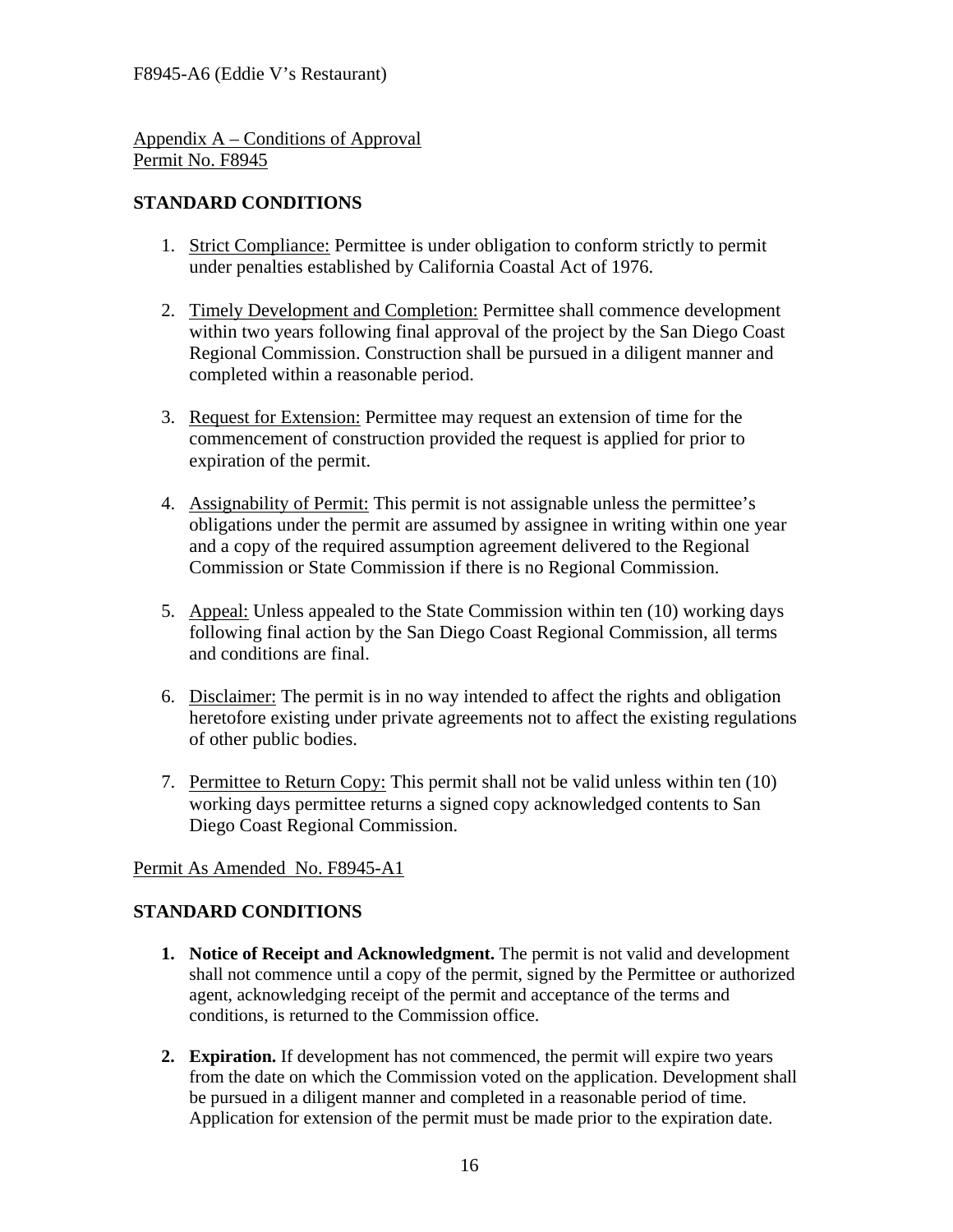Appendix A – Conditions of Approval
Permit No. F8945

**STANDARD CONDITIONS**

1. Strict Compliance: Permittee is under obligation to conform strictly to permit under penalties established by California Coastal Act of 1976.

2. Timely Development and Completion: Permittee shall commence development within two years following final approval of the project by the San Diego Coast Regional Commission. Construction shall be pursued in a diligent manner and completed within a reasonable period.

3. Request for Extension: Permittee may request an extension of time for the commencement of construction provided the request is applied for prior to expiration of the permit.

4. Assignability of Permit: This permit is not assignable unless the permittee's obligations under the permit are assumed by assignee in writing within one year and a copy of the required assumption agreement delivered to the Regional Commission or State Commission if there is no Regional Commission.

5. Appeal: Unless appealed to the State Commission within ten (10) working days following final action by the San Diego Coast Regional Commission, all terms and conditions are final.

6. Disclaimer: The permit is in no way intended to affect the rights and obligation heretofore existing under private agreements not to affect the existing regulations of other public bodies.

7. Permittee to Return Copy: This permit shall not be valid unless within ten (10) working days permittee returns a signed copy acknowledged contents to San Diego Coast Regional Commission.

Permit As Amended No. F8945-A1

**STANDARD CONDITIONS**

1. **Notice of Receipt and Acknowledgment.** The permit is not valid and development shall not commence until a copy of the permit, signed by the Permittee or authorized agent, acknowledging receipt of the permit and acceptance of the terms and conditions, is returned to the Commission office.

2. **Expiration.** If development has not commenced, the permit will expire two years from the date on which the Commission voted on the application. Development shall be pursued in a diligent manner and completed in a reasonable period of time. Application for extension of the permit must be made prior to the expiration date.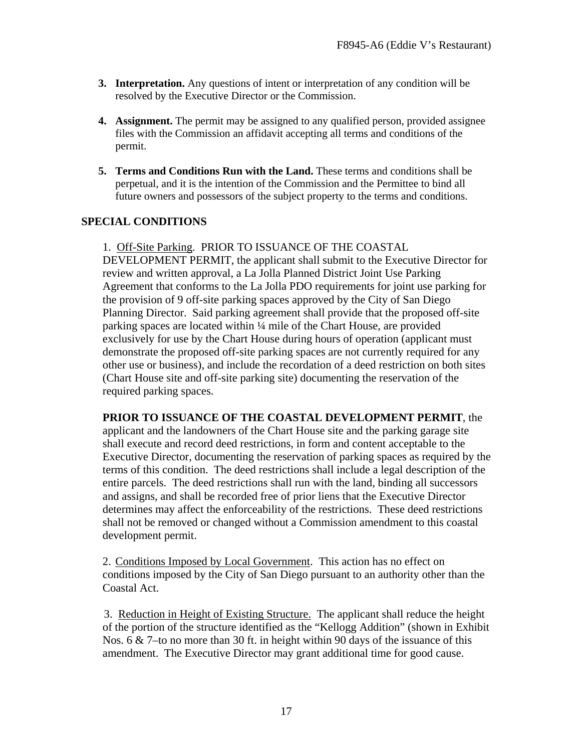3. **Interpretation.** Any questions of intent or interpretation of any condition will be resolved by the Executive Director or the Commission.

4. **Assignment.** The permit may be assigned to any qualified person, provided assignee files with the Commission an affidavit accepting all terms and conditions of the permit.

5. **Terms and Conditions Run with the Land.** These terms and conditions shall be perpetual, and it is the intention of the Commission and the Permittee to bind all future owners and possessors of the subject property to the terms and conditions.

## SPECIAL CONDITIONS

1. Off-Site Parking. PRIOR TO ISSUANCE OF THE COASTAL DEVELOPMENT PERMIT, the applicant shall submit to the Executive Director for review and written approval, a La Jolla Planned District Joint Use Parking Agreement that conforms to the La Jolla PDO requirements for joint use parking for the provision of 9 off-site parking spaces approved by the City of San Diego Planning Director. Said parking agreement shall provide that the proposed off-site parking spaces are located within ¼ mile of the Chart House, are provided exclusively for use by the Chart House during hours of operation (applicant must demonstrate the proposed off-site parking spaces are not currently required for any other use or business), and include the recordation of a deed restriction on both sites (Chart House site and off-site parking site) documenting the reservation of the required parking spaces.

**PRIOR TO ISSUANCE OF THE COASTAL DEVELOPMENT PERMIT**, the applicant and the landowners of the Chart House site and the parking garage site shall execute and record deed restrictions, in form and content acceptable to the Executive Director, documenting the reservation of parking spaces as required by the terms of this condition. The deed restrictions shall include a legal description of the entire parcels. The deed restrictions shall run with the land, binding all successors and assigns, and shall be recorded free of prior liens that the Executive Director determines may affect the enforceability of the restrictions. These deed restrictions shall not be removed or changed without a Commission amendment to this coastal development permit.

2. Conditions Imposed by Local Government. This action has no effect on conditions imposed by the City of San Diego pursuant to an authority other than the Coastal Act.

3. Reduction in Height of Existing Structure. The applicant shall reduce the height of the portion of the structure identified as the "Kellogg Addition" (shown in Exhibit Nos. 6 & 7–to no more than 30 ft. in height within 90 days of the issuance of this amendment. The Executive Director may grant additional time for good cause.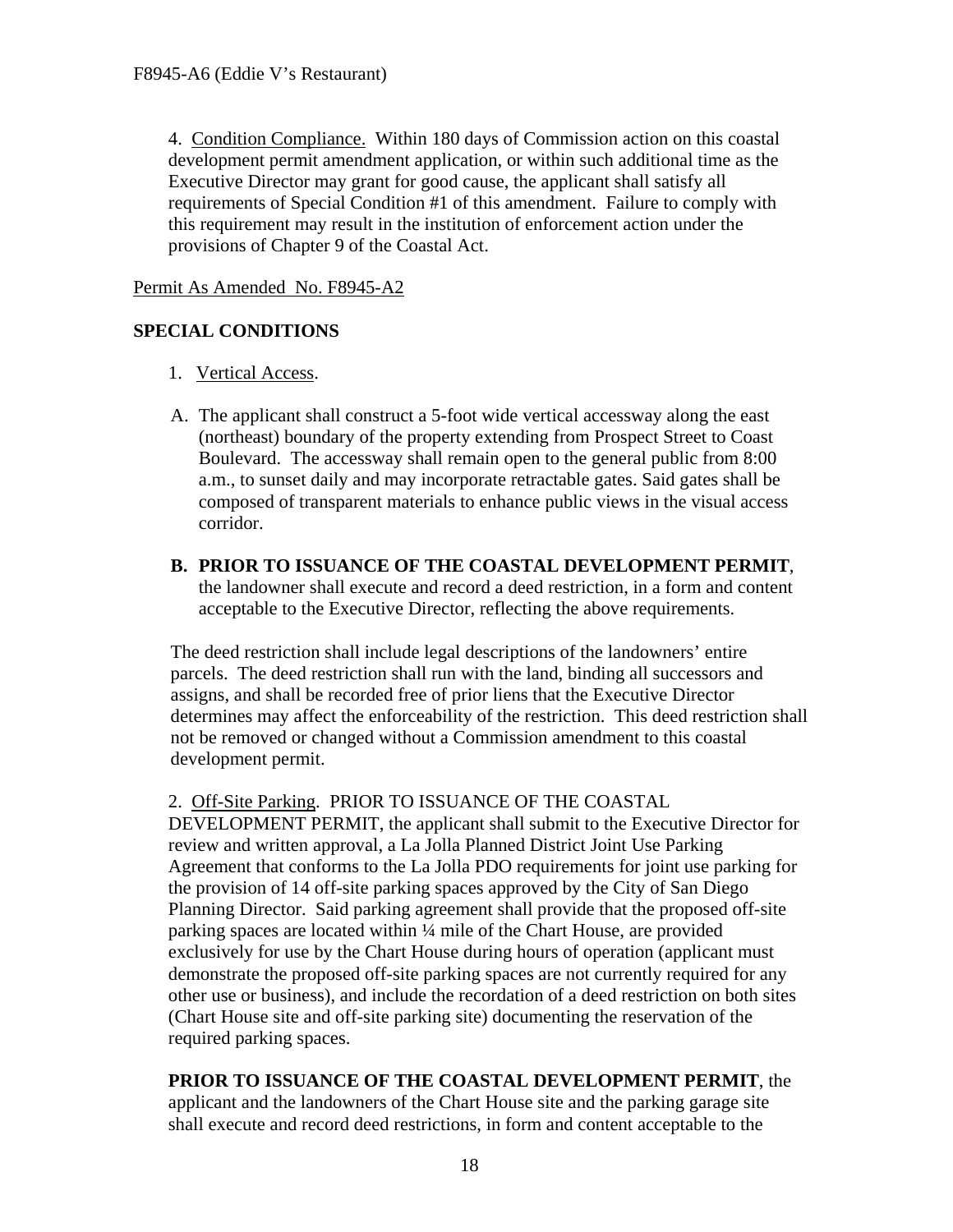4. Condition Compliance. Within 180 days of Commission action on this coastal development permit amendment application, or within such additional time as the Executive Director may grant for good cause, the applicant shall satisfy all requirements of Special Condition #1 of this amendment. Failure to comply with this requirement may result in the institution of enforcement action under the provisions of Chapter 9 of the Coastal Act.

Permit As Amended No. F8945-A2

**SPECIAL CONDITIONS**

1. Vertical Access.

A. The applicant shall construct a 5-foot wide vertical accessway along the east (northeast) boundary of the property extending from Prospect Street to Coast Boulevard. The accessway shall remain open to the general public from 8:00 a.m., to sunset daily and may incorporate retractable gates. Said gates shall be composed of transparent materials to enhance public views in the visual access corridor.

**B. PRIOR TO ISSUANCE OF THE COASTAL DEVELOPMENT PERMIT**, the landowner shall execute and record a deed restriction, in a form and content acceptable to the Executive Director, reflecting the above requirements.

The deed restriction shall include legal descriptions of the landowners' entire parcels. The deed restriction shall run with the land, binding all successors and assigns, and shall be recorded free of prior liens that the Executive Director determines may affect the enforceability of the restriction. This deed restriction shall not be removed or changed without a Commission amendment to this coastal development permit.

2. Off-Site Parking. PRIOR TO ISSUANCE OF THE COASTAL DEVELOPMENT PERMIT, the applicant shall submit to the Executive Director for review and written approval, a La Jolla Planned District Joint Use Parking Agreement that conforms to the La Jolla PDO requirements for joint use parking for the provision of 14 off-site parking spaces approved by the City of San Diego Planning Director. Said parking agreement shall provide that the proposed off-site parking spaces are located within ¼ mile of the Chart House, are provided exclusively for use by the Chart House during hours of operation (applicant must demonstrate the proposed off-site parking spaces are not currently required for any other use or business), and include the recordation of a deed restriction on both sites (Chart House site and off-site parking site) documenting the reservation of the required parking spaces.

**PRIOR TO ISSUANCE OF THE COASTAL DEVELOPMENT PERMIT**, the applicant and the landowners of the Chart House site and the parking garage site shall execute and record deed restrictions, in form and content acceptable to the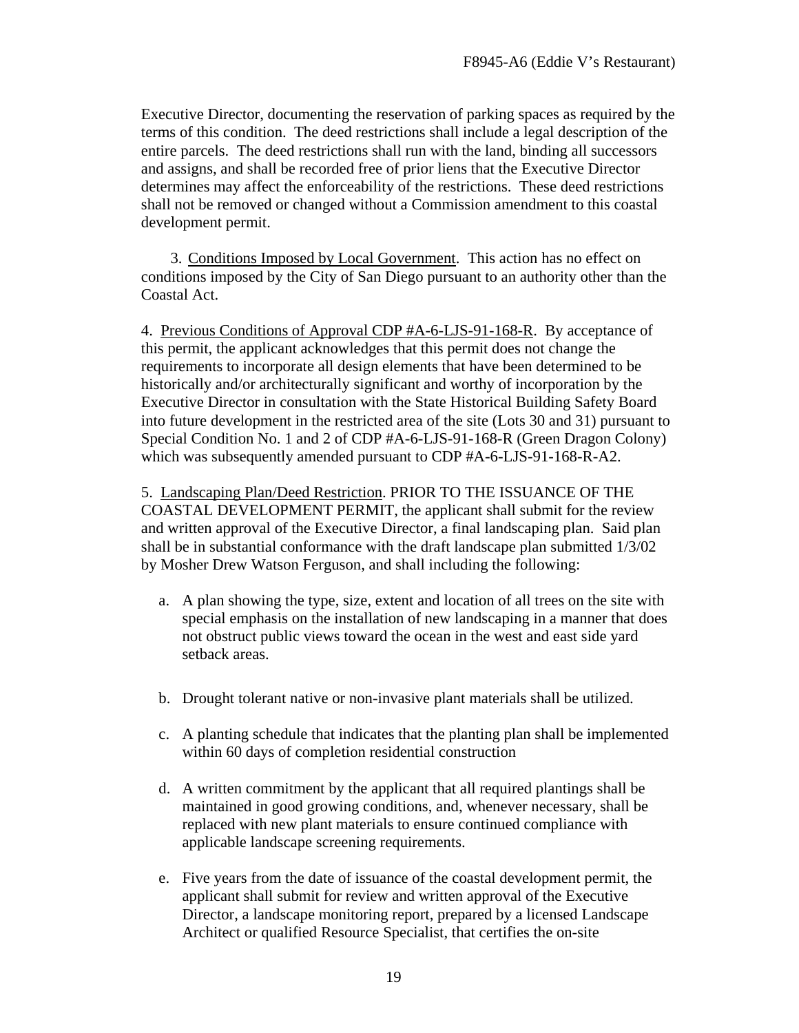Executive Director, documenting the reservation of parking spaces as required by the terms of this condition. The deed restrictions shall include a legal description of the entire parcels. The deed restrictions shall run with the land, binding all successors and assigns, and shall be recorded free of prior liens that the Executive Director determines may affect the enforceability of the restrictions. These deed restrictions shall not be removed or changed without a Commission amendment to this coastal development permit.

3. Conditions Imposed by Local Government. This action has no effect on conditions imposed by the City of San Diego pursuant to an authority other than the Coastal Act.

4. Previous Conditions of Approval CDP #A-6-LJS-91-168-R. By acceptance of this permit, the applicant acknowledges that this permit does not change the requirements to incorporate all design elements that have been determined to be historically and/or architecturally significant and worthy of incorporation by the Executive Director in consultation with the State Historical Building Safety Board into future development in the restricted area of the site (Lots 30 and 31) pursuant to Special Condition No. 1 and 2 of CDP #A-6-LJS-91-168-R (Green Dragon Colony) which was subsequently amended pursuant to CDP #A-6-LJS-91-168-R-A2.

5. Landscaping Plan/Deed Restriction. PRIOR TO THE ISSUANCE OF THE COASTAL DEVELOPMENT PERMIT, the applicant shall submit for the review and written approval of the Executive Director, a final landscaping plan. Said plan shall be in substantial conformance with the draft landscape plan submitted 1/3/02 by Mosher Drew Watson Ferguson, and shall including the following:

a. A plan showing the type, size, extent and location of all trees on the site with special emphasis on the installation of new landscaping in a manner that does not obstruct public views toward the ocean in the west and east side yard setback areas.

b. Drought tolerant native or non-invasive plant materials shall be utilized.

c. A planting schedule that indicates that the planting plan shall be implemented within 60 days of completion residential construction

d. A written commitment by the applicant that all required plantings shall be maintained in good growing conditions, and, whenever necessary, shall be replaced with new plant materials to ensure continued compliance with applicable landscape screening requirements.

e. Five years from the date of issuance of the coastal development permit, the applicant shall submit for review and written approval of the Executive Director, a landscape monitoring report, prepared by a licensed Landscape Architect or qualified Resource Specialist, that certifies the on-site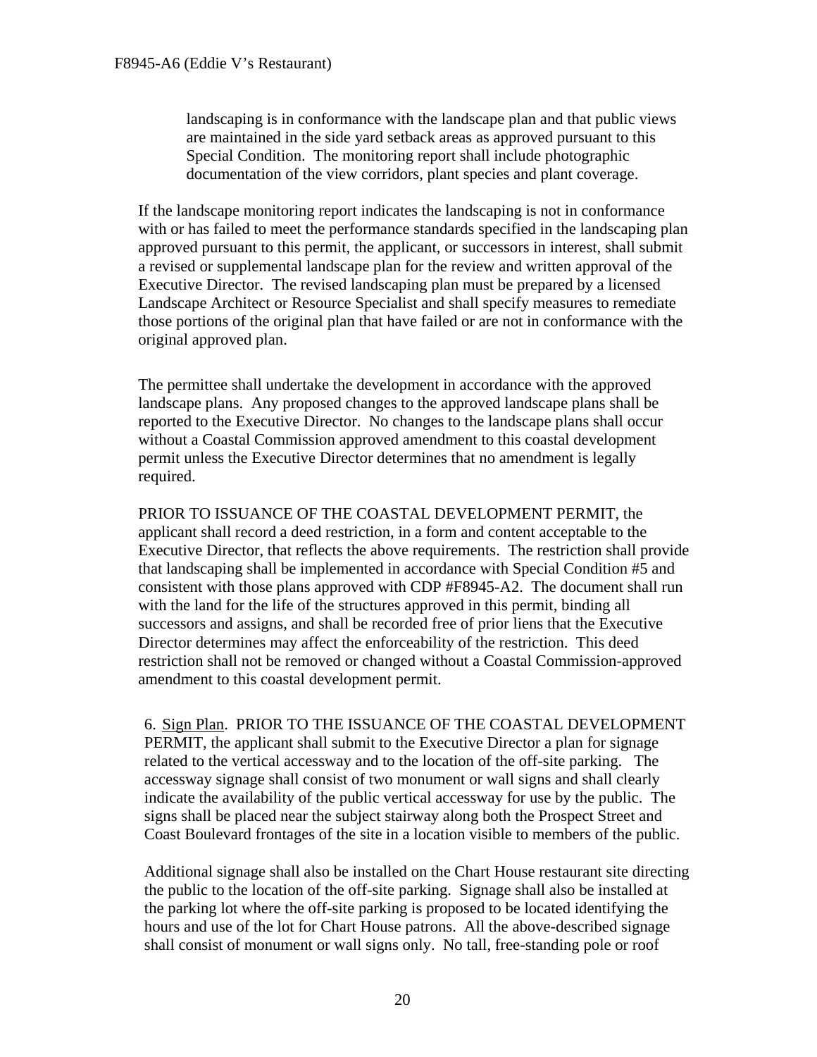landscaping is in conformance with the landscape plan and that public views are maintained in the side yard setback areas as approved pursuant to this Special Condition. The monitoring report shall include photographic documentation of the view corridors, plant species and plant coverage.

If the landscape monitoring report indicates the landscaping is not in conformance with or has failed to meet the performance standards specified in the landscaping plan approved pursuant to this permit, the applicant, or successors in interest, shall submit a revised or supplemental landscape plan for the review and written approval of the Executive Director. The revised landscaping plan must be prepared by a licensed Landscape Architect or Resource Specialist and shall specify measures to remediate those portions of the original plan that have failed or are not in conformance with the original approved plan.

The permittee shall undertake the development in accordance with the approved landscape plans. Any proposed changes to the approved landscape plans shall be reported to the Executive Director. No changes to the landscape plans shall occur without a Coastal Commission approved amendment to this coastal development permit unless the Executive Director determines that no amendment is legally required.

PRIOR TO ISSUANCE OF THE COASTAL DEVELOPMENT PERMIT, the applicant shall record a deed restriction, in a form and content acceptable to the Executive Director, that reflects the above requirements. The restriction shall provide that landscaping shall be implemented in accordance with Special Condition #5 and consistent with those plans approved with CDP #F8945-A2. The document shall run with the land for the life of the structures approved in this permit, binding all successors and assigns, and shall be recorded free of prior liens that the Executive Director determines may affect the enforceability of the restriction. This deed restriction shall not be removed or changed without a Coastal Commission-approved amendment to this coastal development permit.

6. Sign Plan. PRIOR TO THE ISSUANCE OF THE COASTAL DEVELOPMENT PERMIT, the applicant shall submit to the Executive Director a plan for signage related to the vertical accessway and to the location of the off-site parking. The accessway signage shall consist of two monument or wall signs and shall clearly indicate the availability of the public vertical accessway for use by the public. The signs shall be placed near the subject stairway along both the Prospect Street and Coast Boulevard frontages of the site in a location visible to members of the public.

Additional signage shall also be installed on the Chart House restaurant site directing the public to the location of the off-site parking. Signage shall also be installed at the parking lot where the off-site parking is proposed to be located identifying the hours and use of the lot for Chart House patrons. All the above-described signage shall consist of monument or wall signs only. No tall, free-standing pole or roof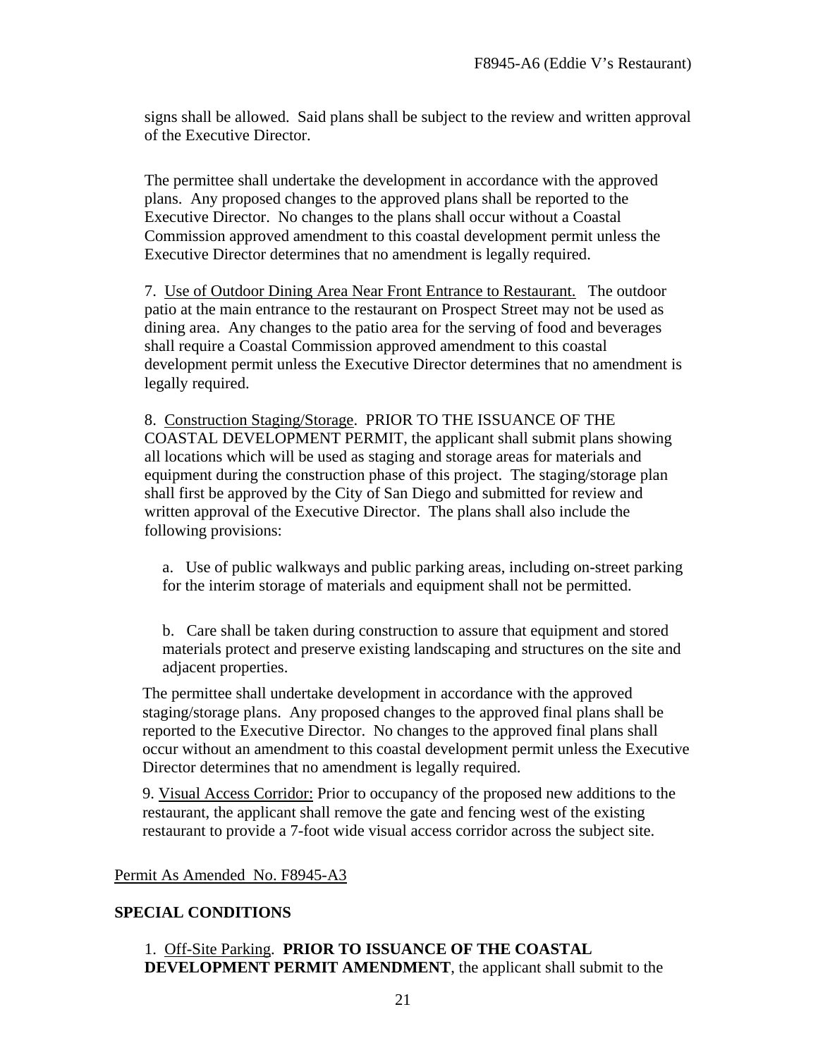signs shall be allowed. Said plans shall be subject to the review and written approval of the Executive Director.

The permittee shall undertake the development in accordance with the approved plans. Any proposed changes to the approved plans shall be reported to the Executive Director. No changes to the plans shall occur without a Coastal Commission approved amendment to this coastal development permit unless the Executive Director determines that no amendment is legally required.

7. Use of Outdoor Dining Area Near Front Entrance to Restaurant. The outdoor patio at the main entrance to the restaurant on Prospect Street may not be used as dining area. Any changes to the patio area for the serving of food and beverages shall require a Coastal Commission approved amendment to this coastal development permit unless the Executive Director determines that no amendment is legally required.

8. Construction Staging/Storage. PRIOR TO THE ISSUANCE OF THE COASTAL DEVELOPMENT PERMIT, the applicant shall submit plans showing all locations which will be used as staging and storage areas for materials and equipment during the construction phase of this project. The staging/storage plan shall first be approved by the City of San Diego and submitted for review and written approval of the Executive Director. The plans shall also include the following provisions:

a. Use of public walkways and public parking areas, including on-street parking for the interim storage of materials and equipment shall not be permitted.

b. Care shall be taken during construction to assure that equipment and stored materials protect and preserve existing landscaping and structures on the site and adjacent properties.

The permittee shall undertake development in accordance with the approved staging/storage plans. Any proposed changes to the approved final plans shall be reported to the Executive Director. No changes to the approved final plans shall occur without an amendment to this coastal development permit unless the Executive Director determines that no amendment is legally required.

9. Visual Access Corridor: Prior to occupancy of the proposed new additions to the restaurant, the applicant shall remove the gate and fencing west of the existing restaurant to provide a 7-foot wide visual access corridor across the subject site.

Permit As Amended No. F8945-A3

**SPECIAL CONDITIONS**

1. Off-Site Parking. **PRIOR TO ISSUANCE OF THE COASTAL DEVELOPMENT PERMIT AMENDMENT**, the applicant shall submit to the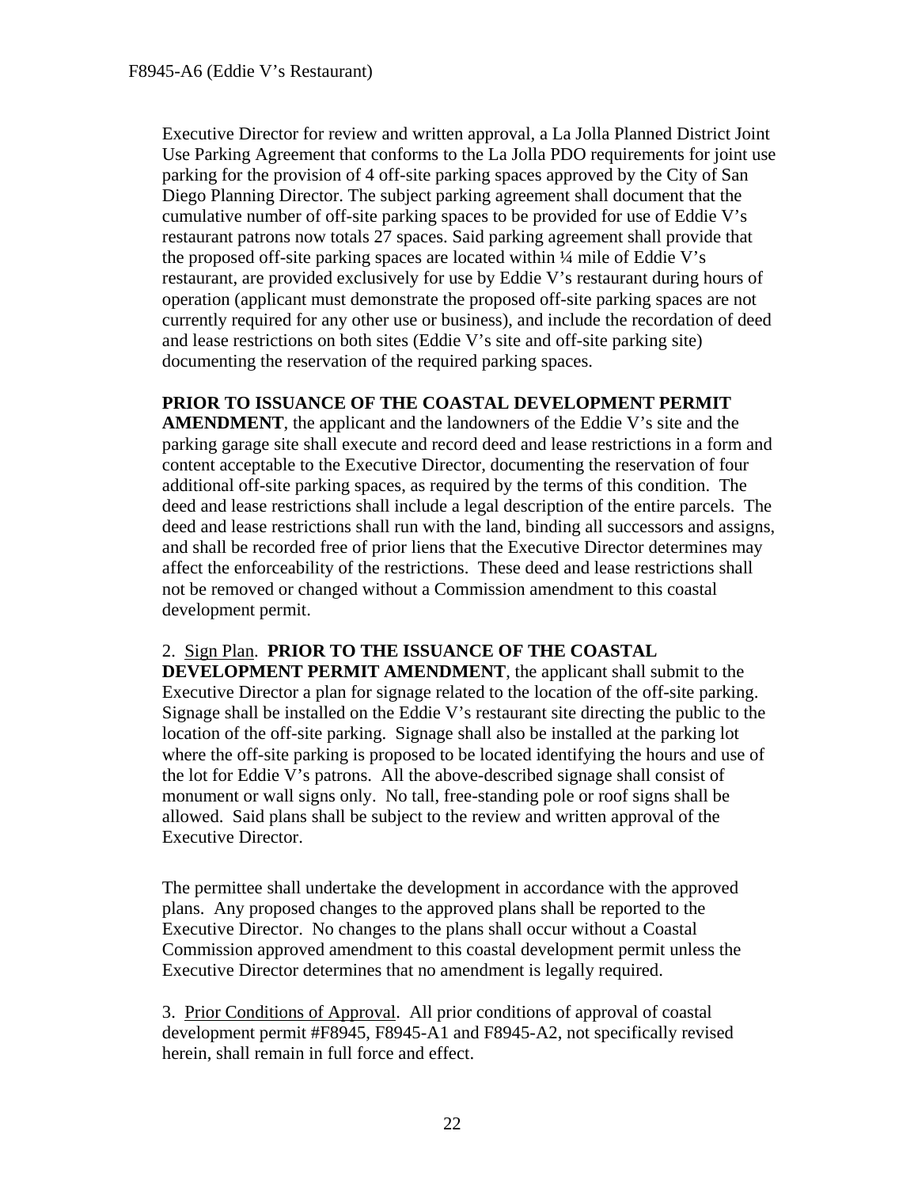Executive Director for review and written approval, a La Jolla Planned District Joint Use Parking Agreement that conforms to the La Jolla PDO requirements for joint use parking for the provision of 4 off-site parking spaces approved by the City of San Diego Planning Director. The subject parking agreement shall document that the cumulative number of off-site parking spaces to be provided for use of Eddie V's restaurant patrons now totals 27 spaces. Said parking agreement shall provide that the proposed off-site parking spaces are located within ¼ mile of Eddie V's restaurant, are provided exclusively for use by Eddie V's restaurant during hours of operation (applicant must demonstrate the proposed off-site parking spaces are not currently required for any other use or business), and include the recordation of deed and lease restrictions on both sites (Eddie V's site and off-site parking site) documenting the reservation of the required parking spaces.

**PRIOR TO ISSUANCE OF THE COASTAL DEVELOPMENT PERMIT AMENDMENT**, the applicant and the landowners of the Eddie V's site and the parking garage site shall execute and record deed and lease restrictions in a form and content acceptable to the Executive Director, documenting the reservation of four additional off-site parking spaces, as required by the terms of this condition. The deed and lease restrictions shall include a legal description of the entire parcels. The deed and lease restrictions shall run with the land, binding all successors and assigns, and shall be recorded free of prior liens that the Executive Director determines may affect the enforceability of the restrictions. These deed and lease restrictions shall not be removed or changed without a Commission amendment to this coastal development permit.

2. Sign Plan. **PRIOR TO THE ISSUANCE OF THE COASTAL DEVELOPMENT PERMIT AMENDMENT**, the applicant shall submit to the Executive Director a plan for signage related to the location of the off-site parking. Signage shall be installed on the Eddie V's restaurant site directing the public to the location of the off-site parking. Signage shall also be installed at the parking lot where the off-site parking is proposed to be located identifying the hours and use of the lot for Eddie V's patrons. All the above-described signage shall consist of monument or wall signs only. No tall, free-standing pole or roof signs shall be allowed. Said plans shall be subject to the review and written approval of the Executive Director.

The permittee shall undertake the development in accordance with the approved plans. Any proposed changes to the approved plans shall be reported to the Executive Director. No changes to the plans shall occur without a Coastal Commission approved amendment to this coastal development permit unless the Executive Director determines that no amendment is legally required.

3. Prior Conditions of Approval. All prior conditions of approval of coastal development permit #F8945, F8945-A1 and F8945-A2, not specifically revised herein, shall remain in full force and effect.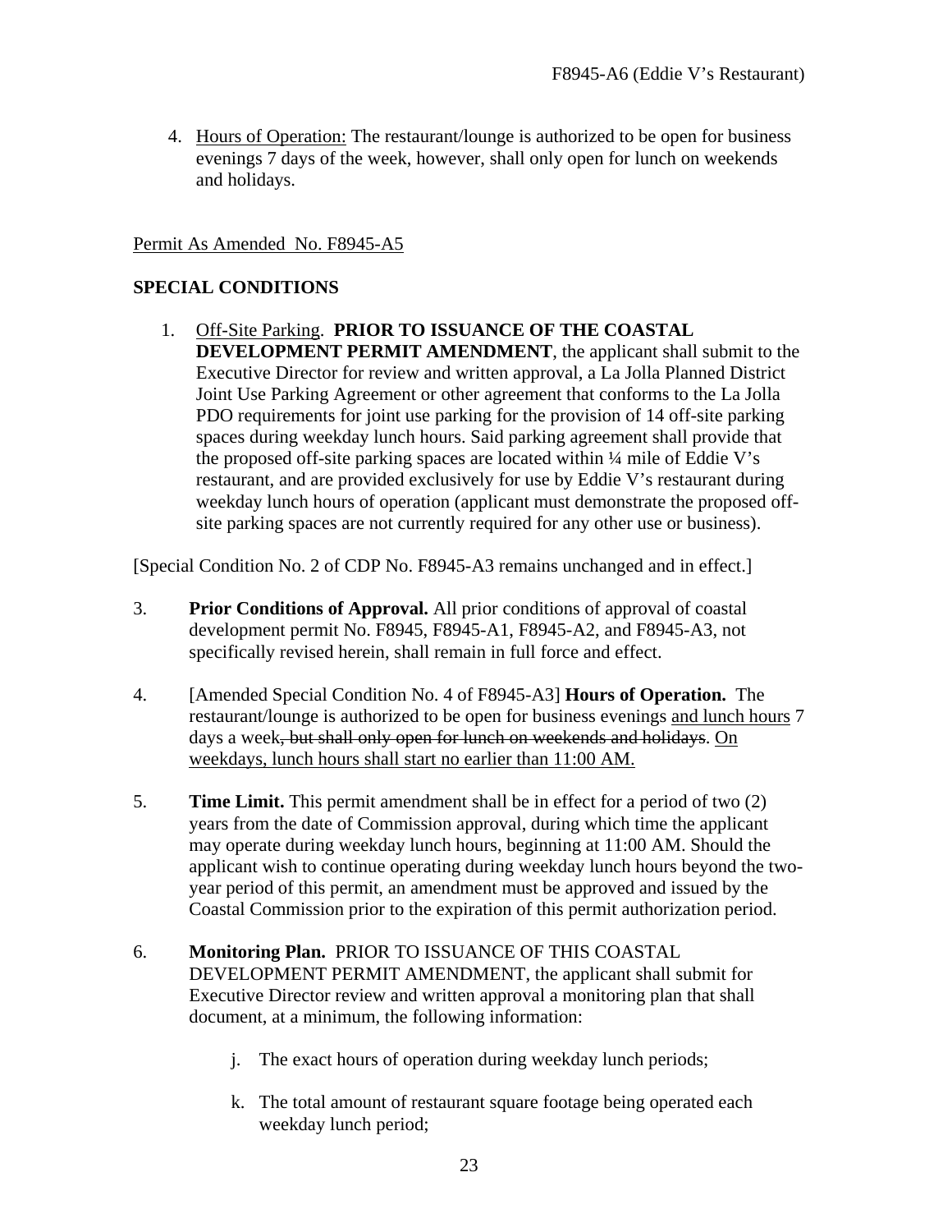4. Hours of Operation: The restaurant/lounge is authorized to be open for business evenings 7 days of the week, however, shall only open for lunch on weekends and holidays.

Permit As Amended No. F8945-A5

**SPECIAL CONDITIONS**

1. Off-Site Parking. **PRIOR TO ISSUANCE OF THE COASTAL DEVELOPMENT PERMIT AMENDMENT**, the applicant shall submit to the Executive Director for review and written approval, a La Jolla Planned District Joint Use Parking Agreement or other agreement that conforms to the La Jolla PDO requirements for joint use parking for the provision of 14 off-site parking spaces during weekday lunch hours. Said parking agreement shall provide that the proposed off-site parking spaces are located within ¼ mile of Eddie V's restaurant, and are provided exclusively for use by Eddie V's restaurant during weekday lunch hours of operation (applicant must demonstrate the proposed off-site parking spaces are not currently required for any other use or business).

[Special Condition No. 2 of CDP No. F8945-A3 remains unchanged and in effect.]

3. **Prior Conditions of Approval.** All prior conditions of approval of coastal development permit No. F8945, F8945-A1, F8945-A2, and F8945-A3, not specifically revised herein, shall remain in full force and effect.

4. [Amended Special Condition No. 4 of F8945-A3] **Hours of Operation.** The restaurant/lounge is authorized to be open for business evenings and lunch hours 7 days a week~~, but shall only open for lunch on weekends and holidays~~. On weekdays, lunch hours shall start no earlier than 11:00 AM.

5. **Time Limit.** This permit amendment shall be in effect for a period of two (2) years from the date of Commission approval, during which time the applicant may operate during weekday lunch hours, beginning at 11:00 AM. Should the applicant wish to continue operating during weekday lunch hours beyond the two-year period of this permit, an amendment must be approved and issued by the Coastal Commission prior to the expiration of this permit authorization period.

6. **Monitoring Plan.** PRIOR TO ISSUANCE OF THIS COASTAL DEVELOPMENT PERMIT AMENDMENT, the applicant shall submit for Executive Director review and written approval a monitoring plan that shall document, at a minimum, the following information:

    j. The exact hours of operation during weekday lunch periods;

    k. The total amount of restaurant square footage being operated each weekday lunch period;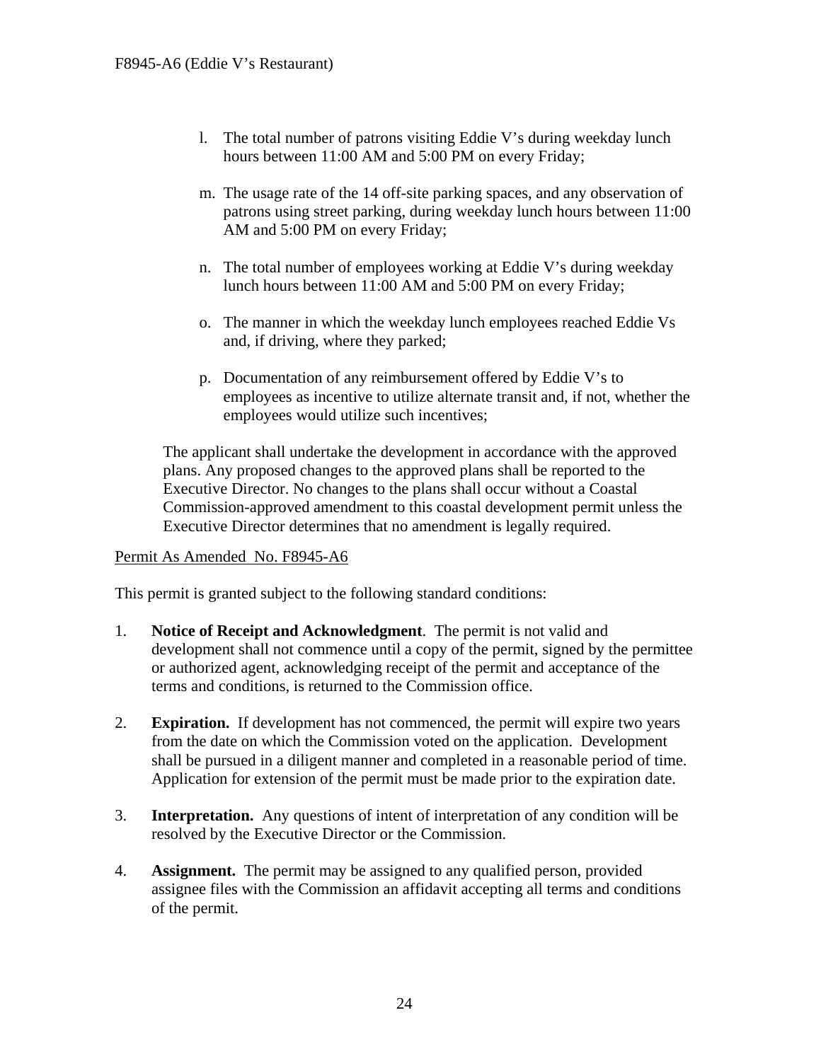l. The total number of patrons visiting Eddie V's during weekday lunch hours between 11:00 AM and 5:00 PM on every Friday;

m. The usage rate of the 14 off-site parking spaces, and any observation of patrons using street parking, during weekday lunch hours between 11:00 AM and 5:00 PM on every Friday;

n. The total number of employees working at Eddie V's during weekday lunch hours between 11:00 AM and 5:00 PM on every Friday;

o. The manner in which the weekday lunch employees reached Eddie Vs and, if driving, where they parked;

p. Documentation of any reimbursement offered by Eddie V's to employees as incentive to utilize alternate transit and, if not, whether the employees would utilize such incentives;

The applicant shall undertake the development in accordance with the approved plans. Any proposed changes to the approved plans shall be reported to the Executive Director. No changes to the plans shall occur without a Coastal Commission-approved amendment to this coastal development permit unless the Executive Director determines that no amendment is legally required.

Permit As Amended No. F8945-A6

This permit is granted subject to the following standard conditions:

1. **Notice of Receipt and Acknowledgment**. The permit is not valid and development shall not commence until a copy of the permit, signed by the permittee or authorized agent, acknowledging receipt of the permit and acceptance of the terms and conditions, is returned to the Commission office.

2. **Expiration.** If development has not commenced, the permit will expire two years from the date on which the Commission voted on the application. Development shall be pursued in a diligent manner and completed in a reasonable period of time. Application for extension of the permit must be made prior to the expiration date.

3. **Interpretation.** Any questions of intent of interpretation of any condition will be resolved by the Executive Director or the Commission.

4. **Assignment.** The permit may be assigned to any qualified person, provided assignee files with the Commission an affidavit accepting all terms and conditions of the permit.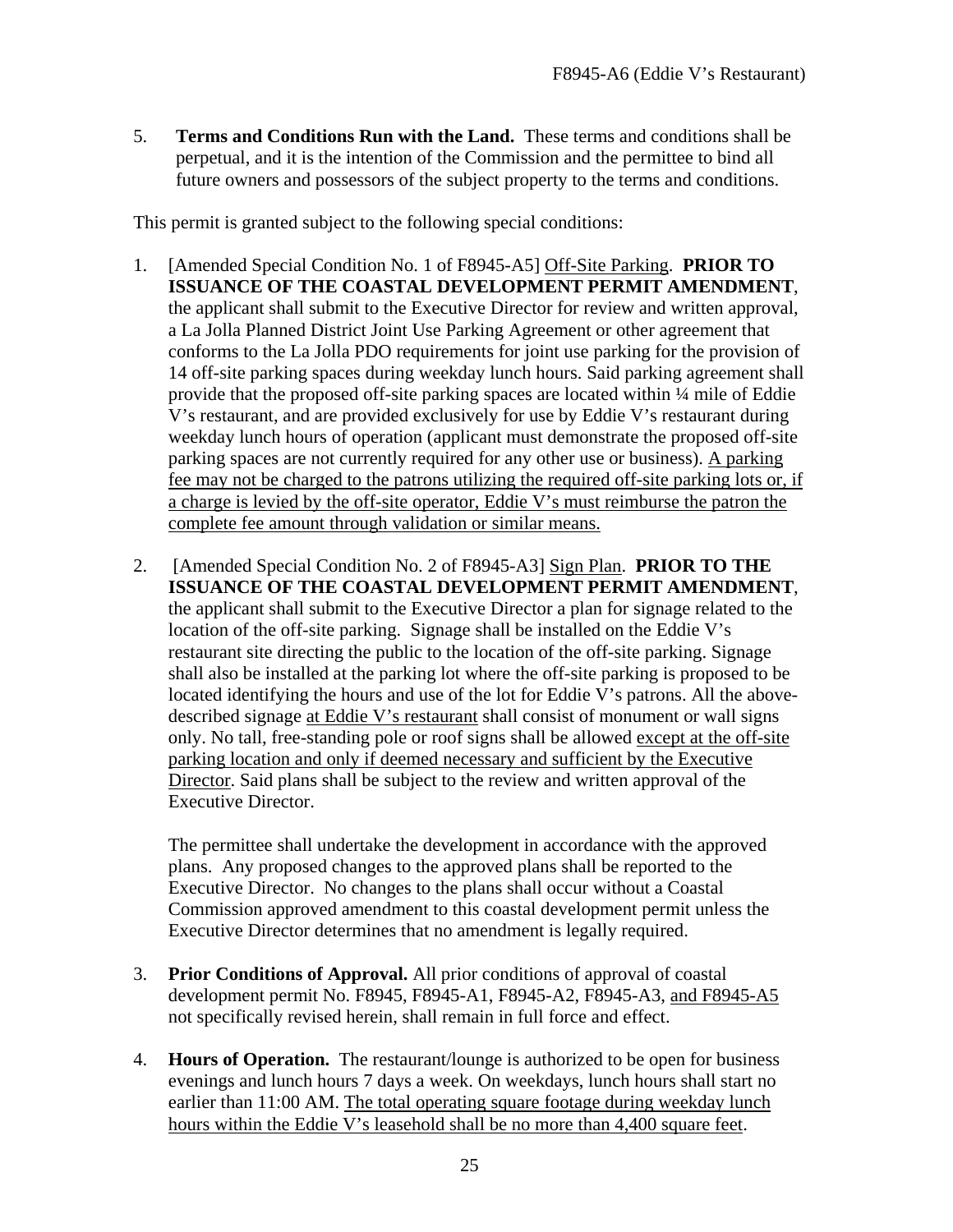5. **Terms and Conditions Run with the Land.** These terms and conditions shall be perpetual, and it is the intention of the Commission and the permittee to bind all future owners and possessors of the subject property to the terms and conditions.

This permit is granted subject to the following special conditions:

1. [Amended Special Condition No. 1 of F8945-A5] Off-Site Parking. **PRIOR TO ISSUANCE OF THE COASTAL DEVELOPMENT PERMIT AMENDMENT**, the applicant shall submit to the Executive Director for review and written approval, a La Jolla Planned District Joint Use Parking Agreement or other agreement that conforms to the La Jolla PDO requirements for joint use parking for the provision of 14 off-site parking spaces during weekday lunch hours. Said parking agreement shall provide that the proposed off-site parking spaces are located within ¼ mile of Eddie V's restaurant, and are provided exclusively for use by Eddie V's restaurant during weekday lunch hours of operation (applicant must demonstrate the proposed off-site parking spaces are not currently required for any other use or business). A parking fee may not be charged to the patrons utilizing the required off-site parking lots or, if a charge is levied by the off-site operator, Eddie V's must reimburse the patron the complete fee amount through validation or similar means.

2. [Amended Special Condition No. 2 of F8945-A3] Sign Plan. **PRIOR TO THE ISSUANCE OF THE COASTAL DEVELOPMENT PERMIT AMENDMENT**, the applicant shall submit to the Executive Director a plan for signage related to the location of the off-site parking. Signage shall be installed on the Eddie V's restaurant site directing the public to the location of the off-site parking. Signage shall also be installed at the parking lot where the off-site parking is proposed to be located identifying the hours and use of the lot for Eddie V's patrons. All the above-described signage at Eddie V's restaurant shall consist of monument or wall signs only. No tall, free-standing pole or roof signs shall be allowed except at the off-site parking location and only if deemed necessary and sufficient by the Executive Director. Said plans shall be subject to the review and written approval of the Executive Director.

   The permittee shall undertake the development in accordance with the approved plans. Any proposed changes to the approved plans shall be reported to the Executive Director. No changes to the plans shall occur without a Coastal Commission approved amendment to this coastal development permit unless the Executive Director determines that no amendment is legally required.

3. **Prior Conditions of Approval.** All prior conditions of approval of coastal development permit No. F8945, F8945-A1, F8945-A2, F8945-A3, and F8945-A5 not specifically revised herein, shall remain in full force and effect.

4. **Hours of Operation.** The restaurant/lounge is authorized to be open for business evenings and lunch hours 7 days a week. On weekdays, lunch hours shall start no earlier than 11:00 AM. The total operating square footage during weekday lunch hours within the Eddie V's leasehold shall be no more than 4,400 square feet.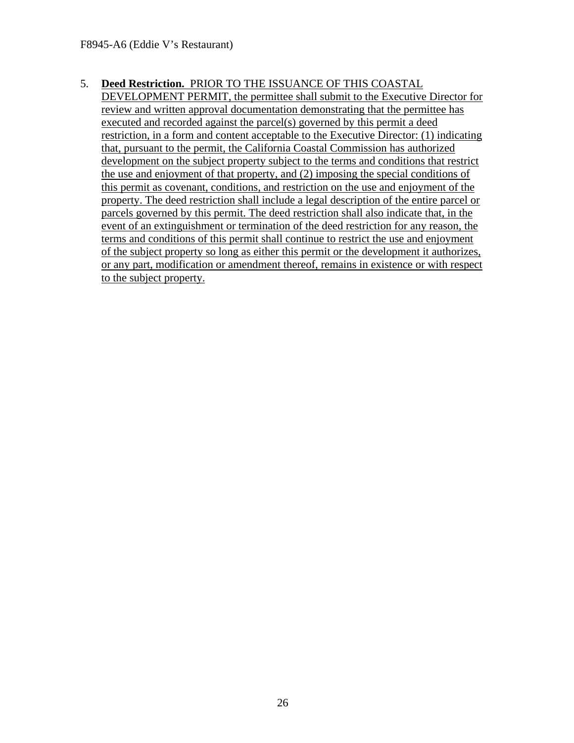5. **Deed Restriction.** PRIOR TO THE ISSUANCE OF THIS COASTAL DEVELOPMENT PERMIT, the permittee shall submit to the Executive Director for review and written approval documentation demonstrating that the permittee has executed and recorded against the parcel(s) governed by this permit a deed restriction, in a form and content acceptable to the Executive Director: (1) indicating that, pursuant to the permit, the California Coastal Commission has authorized development on the subject property subject to the terms and conditions that restrict the use and enjoyment of that property, and (2) imposing the special conditions of this permit as covenant, conditions, and restriction on the use and enjoyment of the property. The deed restriction shall include a legal description of the entire parcel or parcels governed by this permit. The deed restriction shall also indicate that, in the event of an extinguishment or termination of the deed restriction for any reason, the terms and conditions of this permit shall continue to restrict the use and enjoyment of the subject property so long as either this permit or the development it authorizes, or any part, modification or amendment thereof, remains in existence or with respect to the subject property.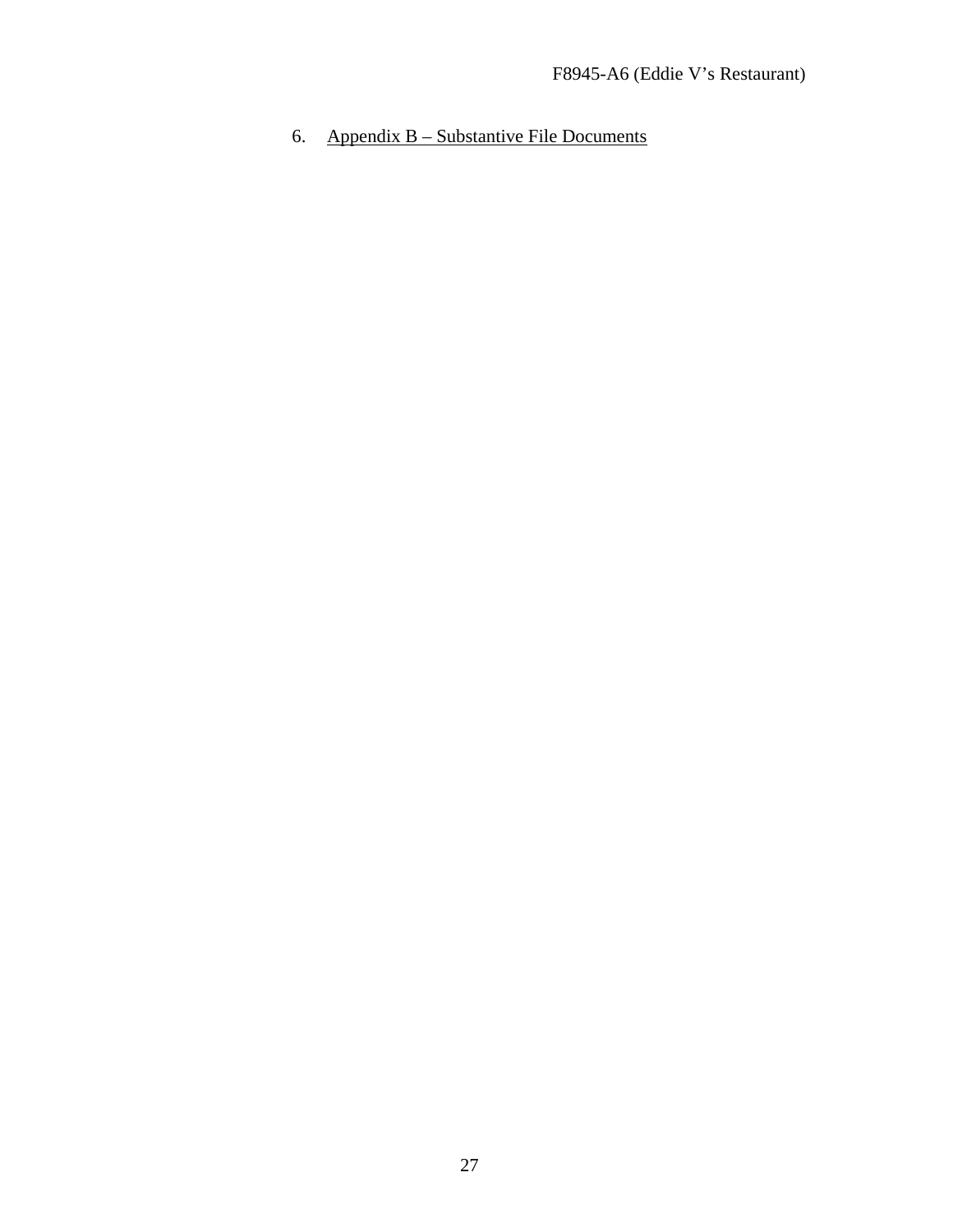6. Appendix B – Substantive File Documents